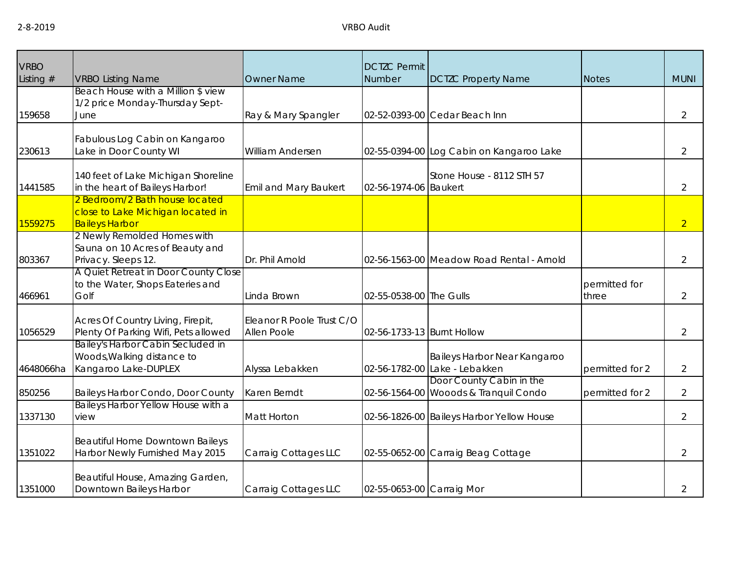| VRBO Listing # | VRBO Listing Name | Owner Name | DCTZC Permit Number | DCTZC Property Name | Notes | MUNI |
|---|---|---|---|---|---|---|
| 159658 | Beach House with a Million $ view 1/2 price Monday-Thursday Sept-June | Ray & Mary Spangler | 02-52-0393-00 | Cedar Beach Inn | | 2 |
| 230613 | Fabulous Log Cabin on Kangaroo Lake in Door County WI | William Andersen | 02-55-0394-00 | Log Cabin on Kangaroo Lake | | 2 |
| 1441585 | 140 feet of Lake Michigan Shoreline in the heart of Baileys Harbor! | Emil and Mary Baukert | 02-56-1974-06 | Stone House - 8112 STH 57 Baukert | | 2 |
| 1559275 | 2 Bedroom/2 Bath house located close to Lake Michigan located in Baileys Harbor | | | | | 2 |
| 803367 | 2 Newly Remolded Homes with Sauna on 10 Acres of Beauty and Privacy. Sleeps 12. | Dr. Phil Arnold | 02-56-1563-00 | Meadow Road Rental - Arnold | | 2 |
| 466961 | A Quiet Retreat in Door County Close to the Water, Shops Eateries and Golf | Linda Brown | 02-55-0538-00 | The Gulls | permitted for three | 2 |
| 1056529 | Acres Of Country Living, Firepit, Plenty Of Parking Wifi, Pets allowed | Eleanor R Poole Trust C/O Allen Poole | 02-56-1733-13 | Burnt Hollow | | 2 |
| 4648066ha | Bailey's Harbor Cabin Secluded in Woods,Walking distance to Kangaroo Lake-DUPLEX | Alyssa Lebakken | 02-56-1782-00 | Baileys Harbor Near Kangaroo Lake - Lebakken | permitted for 2 | 2 |
| 850256 | Baileys Harbor Condo, Door County | Karen Berndt | 02-56-1564-00 | Door County Cabin in the Wooods & Tranquil Condo | permitted for 2 | 2 |
| 1337130 | Baileys Harbor Yellow House with a view | Matt Horton | 02-56-1826-00 | Baileys Harbor Yellow House | | 2 |
| 1351022 | Beautiful Home Downtown Baileys Harbor Newly Furnished May 2015 | Carraig Cottages LLC | 02-55-0652-00 | Carraig Beag Cottage | | 2 |
| 1351000 | Beautiful House, Amazing Garden, Downtown Baileys Harbor | Carraig Cottages LLC | 02-55-0653-00 | Carraig Mor | | 2 |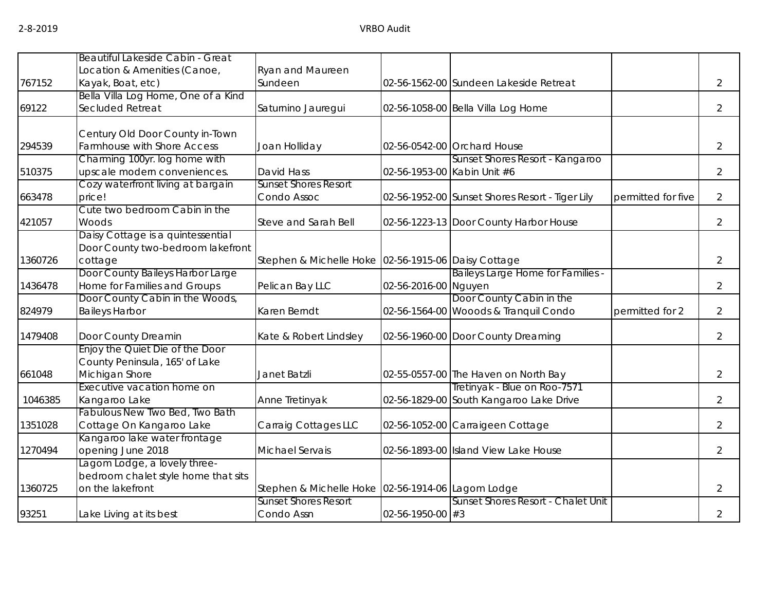| | | | | | | |
|---|---|---|---|---|---|---|
| 767152 | Beautiful Lakeside Cabin - Great Location & Amenities (Canoe, Kayak, Boat, etc) | Ryan and Maureen Sundeen | 02-56-1562-00 | Sundeen Lakeside Retreat | | 2 |
| 69122 | Bella Villa Log Home, One of a Kind Secluded Retreat | Saturnino Jauregui | 02-56-1058-00 | Bella Villa Log Home | | 2 |
| 294539 | Century Old Door County in-Town Farmhouse with Shore Access | Joan Holliday | 02-56-0542-00 | Orchard House | | 2 |
| 510375 | Charming 100yr. log home with upscale modern conveniences. | David Hass | 02-56-1953-00 | Sunset Shores Resort - Kangaroo Kabin Unit #6 | | 2 |
| 663478 | Cozy waterfront living at bargain price! | Sunset Shores Resort Condo Assoc | 02-56-1952-00 | Sunset Shores Resort - Tiger Lily | permitted for five | 2 |
| 421057 | Cute two bedroom Cabin in the Woods | Steve and Sarah Bell | 02-56-1223-13 | Door County Harbor House | | 2 |
| 1360726 | Daisy Cottage is a quintessential Door County two-bedroom lakefront cottage | Stephen & Michelle Hoke | 02-56-1915-06 | Daisy Cottage | | 2 |
| 1436478 | Door County Baileys Harbor Large Home for Families and Groups | Pelican Bay LLC | 02-56-2016-00 | Baileys Large Home for Families - Nguyen | | 2 |
| 824979 | Door County Cabin in the Woods, Baileys Harbor | Karen Berndt | 02-56-1564-00 | Door County Cabin in the Wooods & Tranquil Condo | permitted for 2 | 2 |
| 1479408 | Door County Dreamin | Kate & Robert Lindsley | 02-56-1960-00 | Door County Dreaming | | 2 |
| 661048 | Enjoy the Quiet Die of the Door County Peninsula, 165' of Lake Michigan Shore | Janet Batzli | 02-55-0557-00 | The Haven on North Bay | | 2 |
| 1046385 | Executive vacation home on Kangaroo Lake | Anne Tretinyak | 02-56-1829-00 | Tretinyak - Blue on Roo-7571 South Kangaroo Lake Drive | | 2 |
| 1351028 | Fabulous New Two Bed, Two Bath Cottage On Kangaroo Lake | Carraig Cottages LLC | 02-56-1052-00 | Carraigeen Cottage | | 2 |
| 1270494 | Kangaroo lake water frontage opening June 2018 | Michael Servais | 02-56-1893-00 | Island View Lake House | | 2 |
| 1360725 | Lagom Lodge, a lovely three-bedroom chalet style home that sits on the lakefront | Stephen & Michelle Hoke | 02-56-1914-06 | Lagom Lodge | | 2 |
| 93251 | Lake Living at its best | Sunset Shores Resort Condo Assn | 02-56-1950-00 | Sunset Shores Resort - Chalet Unit #3 | | 2 |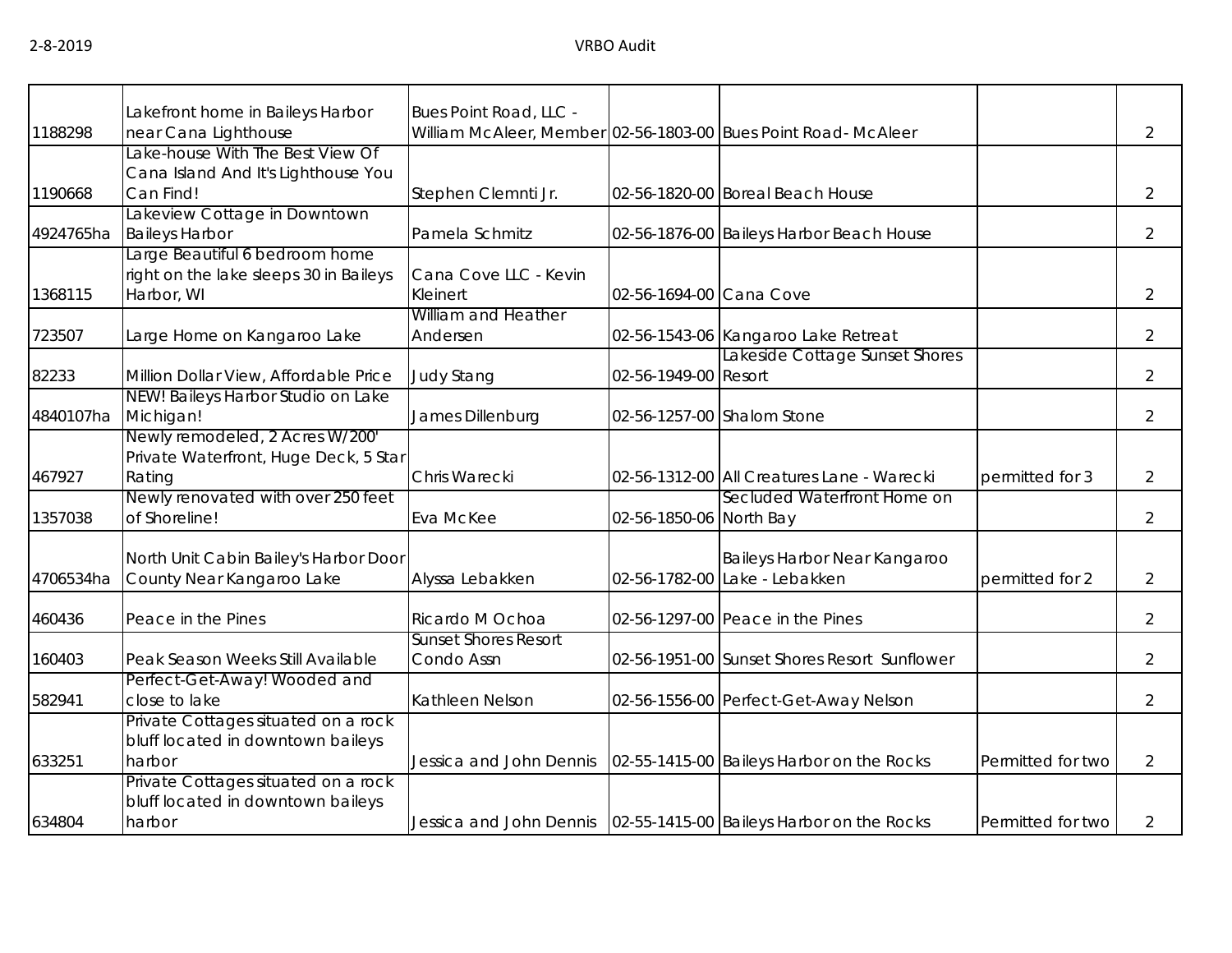| | | | | | | |
|---|---|---|---|---|---|---|
| 1188298 | Lakefront home in Baileys Harbor near Cana Lighthouse | Bues Point Road, LLC - William McAleer, Member | 02-56-1803-00 | Bues Point Road- McAleer | | 2 |
| 1190668 | Lake-house With The Best View Of Cana Island And It's Lighthouse You Can Find! | Stephen Clemnti Jr. | 02-56-1820-00 | Boreal Beach House | | 2 |
| 4924765ha | Lakeview Cottage in Downtown Baileys Harbor | Pamela Schmitz | 02-56-1876-00 | Baileys Harbor Beach House | | 2 |
| 1368115 | Large Beautiful 6 bedroom home right on the lake sleeps 30 in Baileys Harbor, WI | Cana Cove LLC - Kevin Kleinert | 02-56-1694-00 | Cana Cove | | 2 |
| 723507 | Large Home on Kangaroo Lake | William and Heather Andersen | 02-56-1543-06 | Kangaroo Lake Retreat | | 2 |
| 82233 | Million Dollar View, Affordable Price | Judy Stang | 02-56-1949-00 | Lakeside Cottage Sunset Shores Resort | | 2 |
| 4840107ha | NEW! Baileys Harbor Studio on Lake Michigan! | James Dillenburg | 02-56-1257-00 | Shalom Stone | | 2 |
| 467927 | Newly remodeled, 2 Acres W/200' Private Waterfront, Huge Deck, 5 Star Rating | Chris Warecki | 02-56-1312-00 | All Creatures Lane - Warecki | permitted for 3 | 2 |
| 1357038 | Newly renovated with over 250 feet of Shoreline! | Eva McKee | 02-56-1850-06 | Secluded Waterfront Home on North Bay | | 2 |
| 4706534ha | North Unit Cabin Bailey's Harbor Door County Near Kangaroo Lake | Alyssa Lebakken | 02-56-1782-00 | Baileys Harbor Near Kangaroo Lake - Lebakken | permitted for 2 | 2 |
| 460436 | Peace in the Pines | Ricardo M Ochoa | 02-56-1297-00 | Peace in the Pines | | 2 |
| 160403 | Peak Season Weeks Still Available | Sunset Shores Resort Condo Assn | 02-56-1951-00 | Sunset Shores Resort Sunflower | | 2 |
| 582941 | Perfect-Get-Away! Wooded and close to lake | Kathleen Nelson | 02-56-1556-00 | Perfect-Get-Away Nelson | | 2 |
| 633251 | Private Cottages situated on a rock bluff located in downtown baileys harbor | Jessica and John Dennis | 02-55-1415-00 | Baileys Harbor on the Rocks | Permitted for two | 2 |
| 634804 | Private Cottages situated on a rock bluff located in downtown baileys harbor | Jessica and John Dennis | 02-55-1415-00 | Baileys Harbor on the Rocks | Permitted for two | 2 |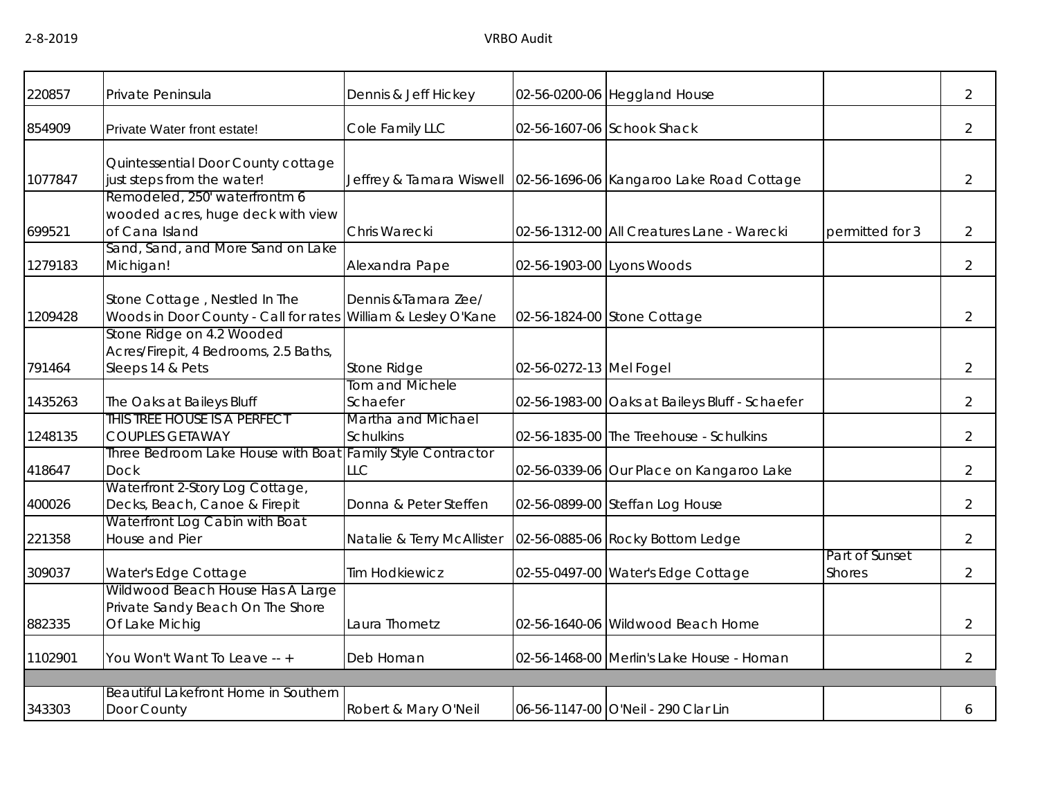| | | | | | | |
|---|---|---|---|---|---|---|
| 220857 | Private Peninsula | Dennis & Jeff Hickey | 02-56-0200-06 | Heggland House | | 2 |
| 854909 | Private Water front estate! | Cole Family LLC | 02-56-1607-06 | Schook Shack | | 2 |
| 1077847 | Quintessential Door County cottage just steps from the water! | Jeffrey & Tamara Wiswell | 02-56-1696-06 | Kangaroo Lake Road Cottage | | 2 |
| 699521 | Remodeled, 250' waterfrontm 6 wooded acres, huge deck with view of Cana Island | Chris Warecki | 02-56-1312-00 | All Creatures Lane - Warecki | permitted for 3 | 2 |
| 1279183 | Sand, Sand, and More Sand on Lake Michigan! | Alexandra Pape | 02-56-1903-00 | Lyons Woods | | 2 |
| 1209428 | Stone Cottage , Nestled In The Woods in Door County - Call for rates | Dennis &Tamara Zee/ William & Lesley O'Kane | 02-56-1824-00 | Stone Cottage | | 2 |
| 791464 | Stone Ridge on 4.2 Wooded Acres/Firepit, 4 Bedrooms, 2.5 Baths, Sleeps 14 & Pets | Stone Ridge | 02-56-0272-13 | Mel Fogel | | 2 |
| 1435263 | The Oaks at Baileys Bluff | Tom and Michele Schaefer | 02-56-1983-00 | Oaks at Baileys Bluff - Schaefer | | 2 |
| 1248135 | THIS TREE HOUSE IS A PERFECT COUPLES GETAWAY | Martha and Michael Schulkins | 02-56-1835-00 | The Treehouse - Schulkins | | 2 |
| 418647 | Three Bedroom Lake House with Boat Dock | Family Style Contractor LLC | 02-56-0339-06 | Our Place on Kangaroo Lake | | 2 |
| 400026 | Waterfront 2-Story Log Cottage, Decks, Beach, Canoe & Firepit | Donna & Peter Steffen | 02-56-0899-00 | Steffan Log House | | 2 |
| 221358 | Waterfront Log Cabin with Boat House and Pier | Natalie & Terry McAllister | 02-56-0885-06 | Rocky Bottom Ledge | | 2 |
| 309037 | Water's Edge Cottage | Tim Hodkiewicz | 02-55-0497-00 | Water's Edge Cottage | Part of Sunset Shores | 2 |
| 882335 | Wildwood Beach House Has A Large Private Sandy Beach On The Shore Of Lake Michig | Laura Thometz | 02-56-1640-06 | Wildwood Beach Home | | 2 |
| 1102901 | You Won't Want To Leave -- + | Deb Homan | 02-56-1468-00 | Merlin's Lake House - Homan | | 2 |
| | | | | | | |
| 343303 | Beautiful Lakefront Home in Southern Door County | Robert & Mary O'Neil | 06-56-1147-00 | O'Neil - 290 Clar Lin | | 6 |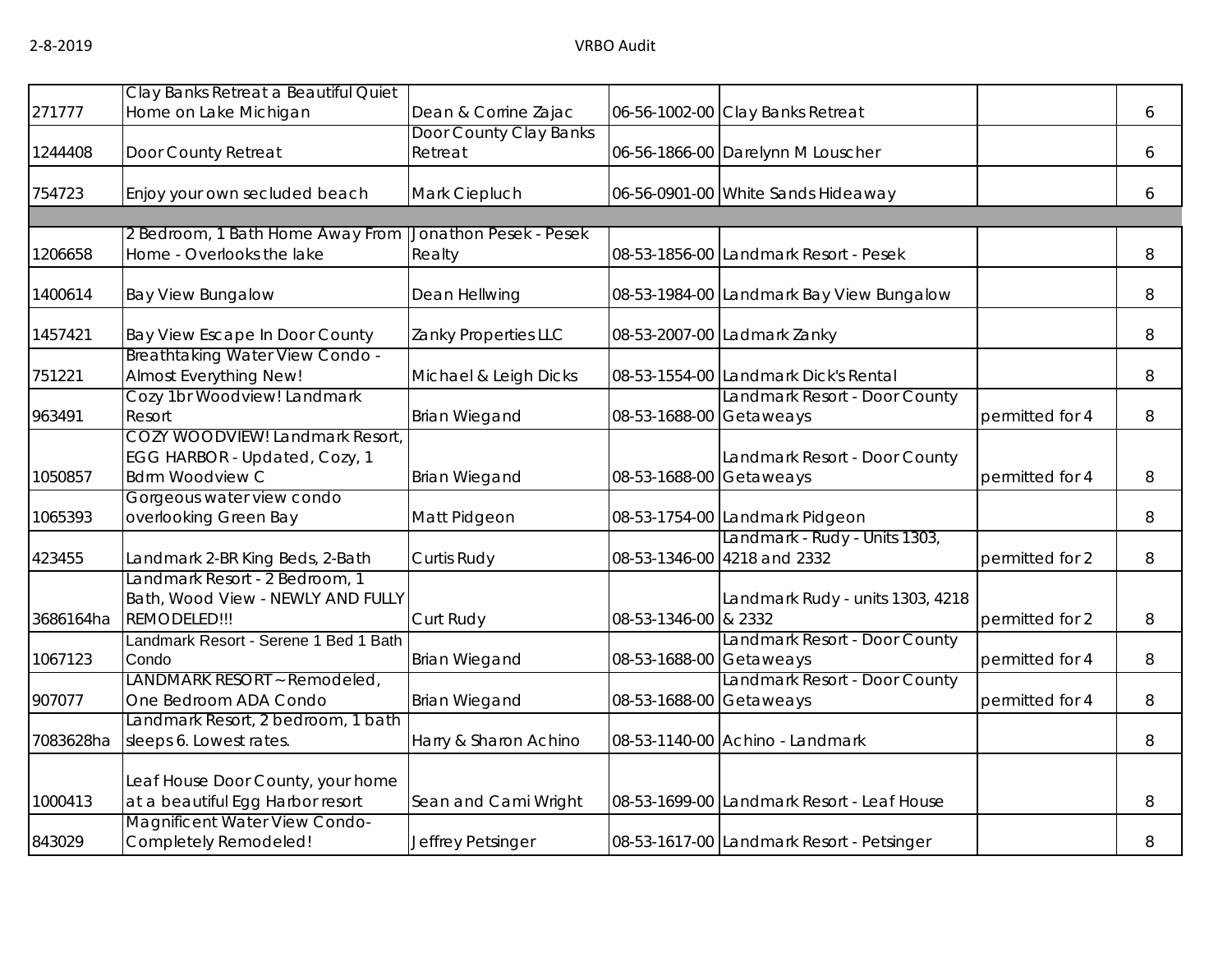| | | | | | | |
|---|---|---|---|---|---|---|
| 271777 | Clay Banks Retreat a Beautiful Quiet Home on Lake Michigan | Dean & Corrine Zajac | 06-56-1002-00 | Clay Banks Retreat | | 6 |
| 1244408 | Door County Retreat | Door County Clay Banks Retreat | 06-56-1866-00 | Darelynn M Louscher | | 6 |
| 754723 | Enjoy your own secluded beach | Mark Ciepluch | 06-56-0901-00 | White Sands Hideaway | | 6 |
| | | | | | | |
| 1206658 | 2 Bedroom, 1 Bath Home Away From Home - Overlooks the lake | Jonathon Pesek - Pesek Realty | 08-53-1856-00 | Landmark Resort - Pesek | | 8 |
| 1400614 | Bay View Bungalow | Dean Hellwing | 08-53-1984-00 | Landmark Bay View Bungalow | | 8 |
| 1457421 | Bay View Escape In Door County | Zanky Properties LLC | 08-53-2007-00 | Ladmark Zanky | | 8 |
| 751221 | Breathtaking Water View Condo - Almost Everything New! | Michael & Leigh Dicks | 08-53-1554-00 | Landmark Dick's Rental | | 8 |
| 963491 | Cozy 1br Woodview! Landmark Resort | Brian Wiegand | 08-53-1688-00 | Landmark Resort - Door County Getaweays | permitted for 4 | 8 |
| 1050857 | COZY WOODVIEW! Landmark Resort, EGG HARBOR - Updated, Cozy, 1 Bdrm Woodview C | Brian Wiegand | 08-53-1688-00 | Landmark Resort - Door County Getaweays | permitted for 4 | 8 |
| 1065393 | Gorgeous water view condo overlooking Green Bay | Matt Pidgeon | 08-53-1754-00 | Landmark Pidgeon | | 8 |
| 423455 | Landmark 2-BR King Beds, 2-Bath | Curtis Rudy | 08-53-1346-00 | Landmark - Rudy - Units 1303, 4218 and 2332 | permitted for 2 | 8 |
| 3686164ha | Landmark Resort - 2 Bedroom, 1 Bath, Wood View - NEWLY AND FULLY REMODELED!!! | Curt Rudy | 08-53-1346-00 | Landmark Rudy - units 1303, 4218 & 2332 | permitted for 2 | 8 |
| 1067123 | Landmark Resort - Serene 1 Bed 1 Bath Condo | Brian Wiegand | 08-53-1688-00 | Landmark Resort - Door County Getaweays | permitted for 4 | 8 |
| 907077 | LANDMARK RESORT ~ Remodeled, One Bedroom ADA Condo | Brian Wiegand | 08-53-1688-00 | Landmark Resort - Door County Getaweays | permitted for 4 | 8 |
| 7083628ha | Landmark Resort, 2 bedroom, 1 bath sleeps 6. Lowest rates. | Harry & Sharon Achino | 08-53-1140-00 | Achino - Landmark | | 8 |
| 1000413 | Leaf House Door County, your home at a beautiful Egg Harbor resort | Sean and Cami Wright | 08-53-1699-00 | Landmark Resort - Leaf House | | 8 |
| 843029 | Magnificent Water View Condo- Completely Remodeled! | Jeffrey Petsinger | 08-53-1617-00 | Landmark Resort - Petsinger | | 8 |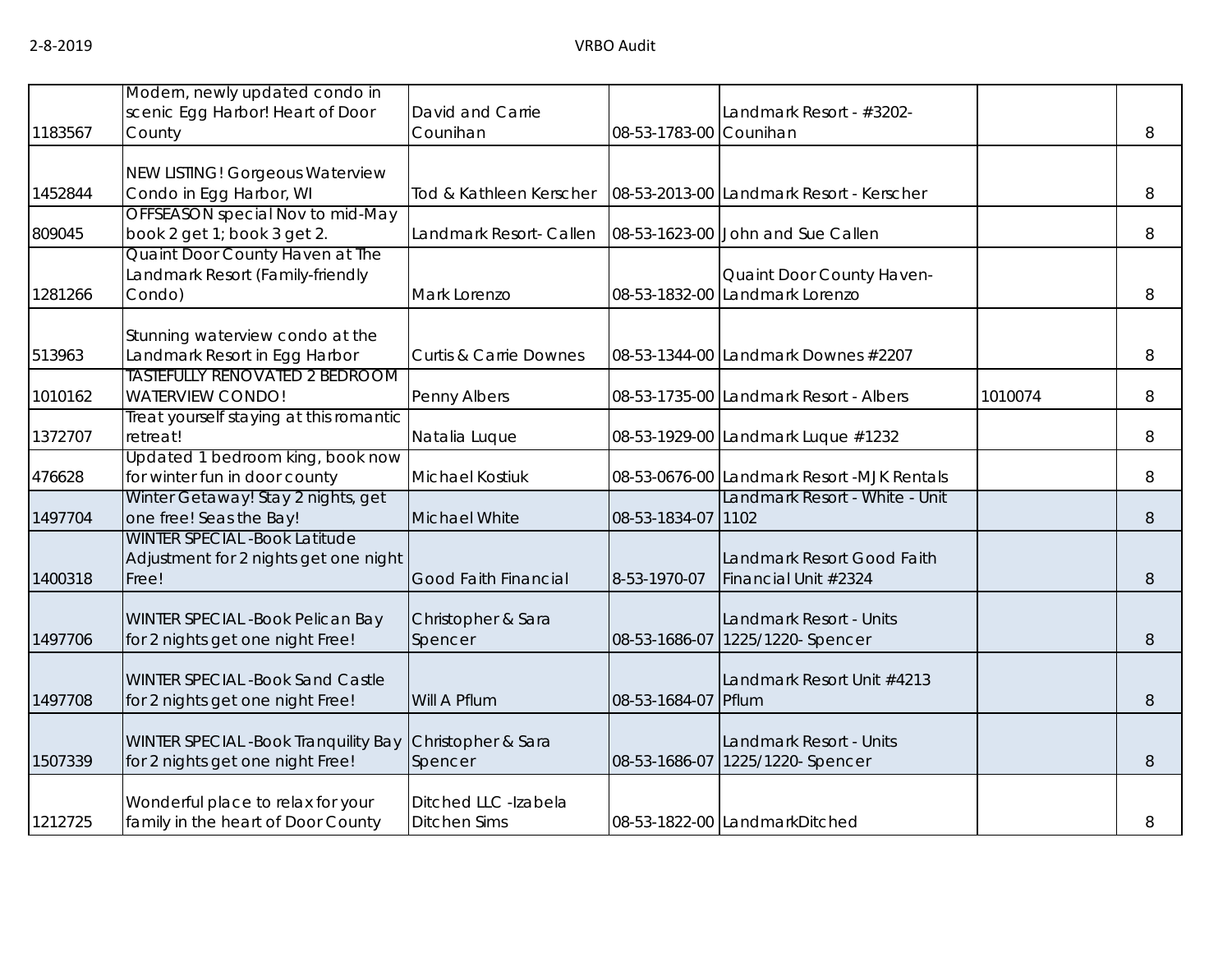| | | | | | | |
|---|---|---|---|---|---|---|
| 1183567 | Modern, newly updated condo in scenic Egg Harbor! Heart of Door County | David and Carrie Counihan | 08-53-1783-00 | Landmark Resort - #3202-Counihan | | 8 |
| 1452844 | NEW LISTING! Gorgeous Waterview Condo in Egg Harbor, WI | Tod & Kathleen Kerscher | 08-53-2013-00 | Landmark Resort - Kerscher | | 8 |
| 809045 | OFFSEASON special Nov to mid-May book 2 get 1; book 3 get 2. | Landmark Resort- Callen | 08-53-1623-00 | John and Sue Callen | | 8 |
| 1281266 | Quaint Door County Haven at The Landmark Resort (Family-friendly Condo) | Mark Lorenzo | 08-53-1832-00 | Quaint Door County Haven- Landmark Lorenzo | | 8 |
| 513963 | Stunning waterview condo at the Landmark Resort in Egg Harbor | Curtis & Carrie Downes | 08-53-1344-00 | Landmark Downes #2207 | | 8 |
| 1010162 | TASTEFULLY RENOVATED 2 BEDROOM WATERVIEW CONDO! | Penny Albers | 08-53-1735-00 | Landmark Resort - Albers | 1010074 | 8 |
| 1372707 | Treat yourself staying at this romantic retreat! | Natalia Luque | 08-53-1929-00 | Landmark Luque #1232 | | 8 |
| 476628 | Updated 1 bedroom king, book now for winter fun in door county | Michael Kostiuk | 08-53-0676-00 | Landmark Resort -MJK Rentals | | 8 |
| 1497704 | Winter Getaway! Stay 2 nights, get one free! Seas the Bay! | Michael White | 08-53-1834-07 | Landmark Resort - White - Unit 1102 | | 8 |
| 1400318 | WINTER SPECIAL -Book Latitude Adjustment for 2 nights get one night Free! | Good Faith Financial | 8-53-1970-07 | Landmark Resort Good Faith Financial Unit #2324 | | 8 |
| 1497706 | WINTER SPECIAL -Book Pelican Bay for 2 nights get one night Free! | Christopher & Sara Spencer | 08-53-1686-07 | Landmark Resort - Units 1225/1220- Spencer | | 8 |
| 1497708 | WINTER SPECIAL -Book Sand Castle for 2 nights get one night Free! | Will A Pflum | 08-53-1684-07 | Landmark Resort Unit #4213 Pflum | | 8 |
| 1507339 | WINTER SPECIAL -Book Tranquility Bay for 2 nights get one night Free! | Christopher & Sara Spencer | 08-53-1686-07 | Landmark Resort - Units 1225/1220- Spencer | | 8 |
| 1212725 | Wonderful place to relax for your family in the heart of Door County | Ditched LLC -Izabela Ditchen Sims | 08-53-1822-00 | LandmarkDitched | | 8 |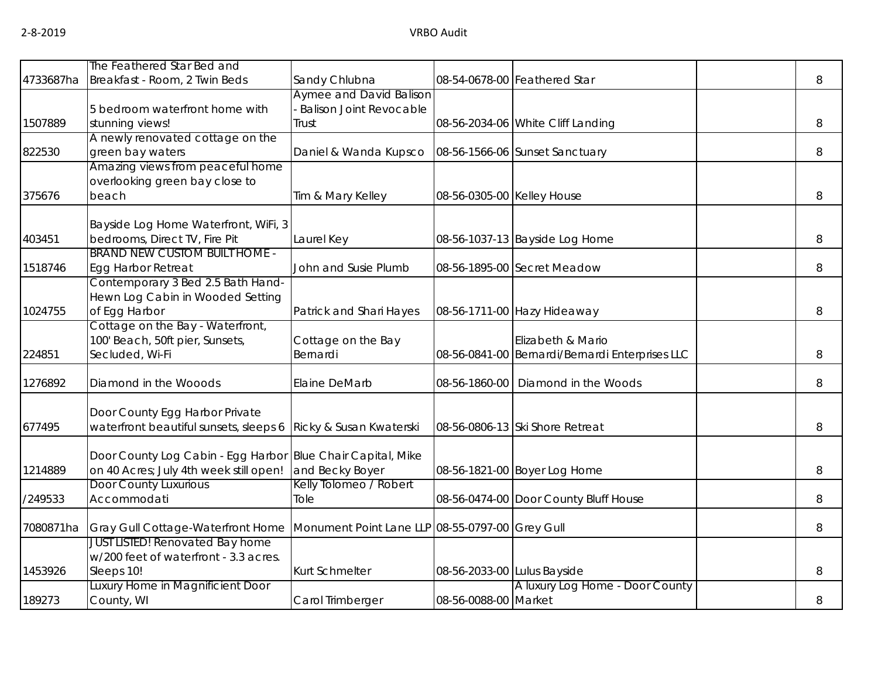| | | | | | | |
|---|---|---|---|---|---|---|
| 4733687ha | The Feathered Star Bed and Breakfast - Room, 2 Twin Beds | Sandy Chlubna | 08-54-0678-00 | Feathered Star | | 8 |
| 1507889 | 5 bedroom waterfront home with stunning views! | Aymee and David Balison - Balison Joint Revocable Trust | 08-56-2034-06 | White Cliff Landing | | 8 |
| 822530 | A newly renovated cottage on the green bay waters | Daniel & Wanda Kupsco | 08-56-1566-06 | Sunset Sanctuary | | 8 |
| 375676 | Amazing views from peaceful home overlooking green bay close to beach | Tim & Mary Kelley | 08-56-0305-00 | Kelley House | | 8 |
| 403451 | Bayside Log Home Waterfront, WiFi, 3 bedrooms, Direct TV, Fire Pit | Laurel Key | 08-56-1037-13 | Bayside Log Home | | 8 |
| 1518746 | BRAND NEW CUSTOM BUILT HOME - Egg Harbor Retreat | John and Susie Plumb | 08-56-1895-00 | Secret Meadow | | 8 |
| 1024755 | Contemporary 3 Bed 2.5 Bath Hand-Hewn Log Cabin in Wooded Setting of Egg Harbor | Patrick and Shari Hayes | 08-56-1711-00 | Hazy Hideaway | | 8 |
| 224851 | Cottage on the Bay - Waterfront, 100' Beach, 50ft pier, Sunsets, Secluded, Wi-Fi | Cottage on the Bay Bernardi | 08-56-0841-00 | Elizabeth & Mario Bernardi/Bernardi Enterprises LLC | | 8 |
| 1276892 | Diamond in the Wooods | Elaine DeMarb | 08-56-1860-00 | Diamond in the Woods | | 8 |
| 677495 | Door County Egg Harbor Private waterfront beautiful sunsets, sleeps 6 | Ricky & Susan Kwaterski | 08-56-0806-13 | Ski Shore Retreat | | 8 |
| 1214889 | Door County Log Cabin - Egg Harbor on 40 Acres; July 4th week still open! | Blue Chair Capital, Mike and Becky Boyer | 08-56-1821-00 | Boyer Log Home | | 8 |
| /249533 | Door County Luxurious Accommodati | Kelly Tolomeo / Robert Tole | 08-56-0474-00 | Door County Bluff House | | 8 |
| 7080871ha | Gray Gull Cottage-Waterfront Home | Monument Point Lane LLP | 08-55-0797-00 | Grey Gull | | 8 |
| 1453926 | JUST LISTED! Renovated Bay home w/200 feet of waterfront - 3.3 acres. Sleeps 10! | Kurt Schmelter | 08-56-2033-00 | Lulus Bayside | | 8 |
| 189273 | Luxury Home in Magnificient Door County, WI | Carol Trimberger | 08-56-0088-00 | A luxury Log Home - Door County Market | | 8 |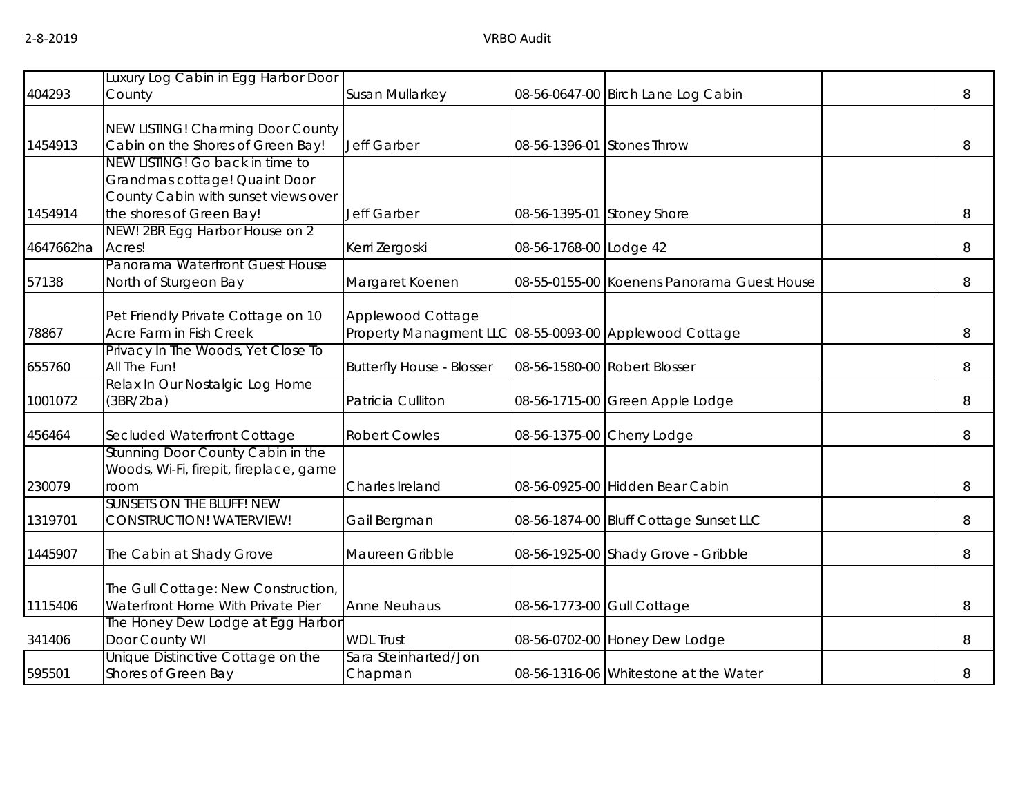| | | | | | | |
|---|---|---|---|---|---|---|
| 404293 | Luxury Log Cabin in Egg Harbor Door County | Susan Mullarkey | 08-56-0647-00 | Birch Lane Log Cabin | | 8 |
| 1454913 | NEW LISTING! Charming Door County Cabin on the Shores of Green Bay! | Jeff Garber | 08-56-1396-01 | Stones Throw | | 8 |
| 1454914 | NEW LISTING! Go back in time to Grandmas cottage! Quaint Door County Cabin with sunset views over the shores of Green Bay! | Jeff Garber | 08-56-1395-01 | Stoney Shore | | 8 |
| 4647662ha | NEW! 2BR Egg Harbor House on 2 Acres! | Kerri Zergoski | 08-56-1768-00 | Lodge 42 | | 8 |
| 57138 | Panorama Waterfront Guest House North of Sturgeon Bay | Margaret Koenen | 08-55-0155-00 | Koenens Panorama Guest House | | 8 |
| 78867 | Pet Friendly Private Cottage on 10 Acre Farm in Fish Creek | Applewood Cottage Property Managment LLC | 08-55-0093-00 | Applewood Cottage | | 8 |
| 655760 | Privacy In The Woods, Yet Close To All The Fun! | Butterfly House - Blosser | 08-56-1580-00 | Robert Blosser | | 8 |
| 1001072 | Relax In Our Nostalgic Log Home (3BR/2ba) | Patricia Culliton | 08-56-1715-00 | Green Apple Lodge | | 8 |
| 456464 | Secluded Waterfront Cottage | Robert Cowles | 08-56-1375-00 | Cherry Lodge | | 8 |
| 230079 | Stunning Door County Cabin in the Woods, Wi-Fi, firepit, fireplace, game room | Charles Ireland | 08-56-0925-00 | Hidden Bear Cabin | | 8 |
| 1319701 | SUNSETS ON THE BLUFF! NEW CONSTRUCTION! WATERVIEW! | Gail Bergman | 08-56-1874-00 | Bluff Cottage Sunset LLC | | 8 |
| 1445907 | The Cabin at Shady Grove | Maureen Gribble | 08-56-1925-00 | Shady Grove - Gribble | | 8 |
| 1115406 | The Gull Cottage: New Construction, Waterfront Home With Private Pier | Anne Neuhaus | 08-56-1773-00 | Gull Cottage | | 8 |
| 341406 | The Honey Dew Lodge at Egg Harbor Door County WI | WDL Trust | 08-56-0702-00 | Honey Dew Lodge | | 8 |
| 595501 | Unique Distinctive Cottage on the Shores of Green Bay | Sara Steinharted/Jon Chapman | 08-56-1316-06 | Whitestone at the Water | | 8 |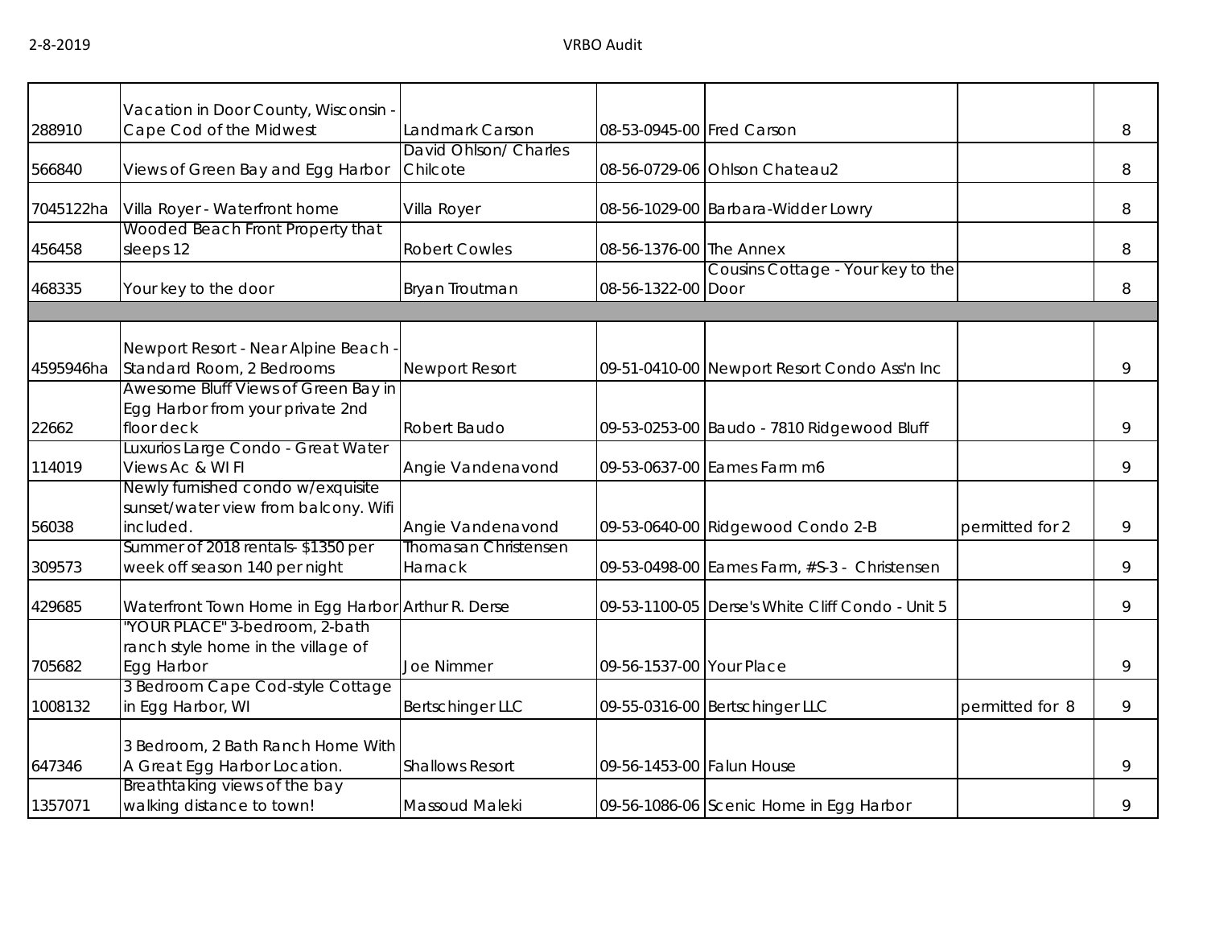| | | | | | | |
|---|---|---|---|---|---|---|
| 288910 | Vacation in Door County, Wisconsin - Cape Cod of the Midwest | Landmark Carson | 08-53-0945-00 | Fred Carson | | 8 |
| 566840 | Views of Green Bay and Egg Harbor | David Ohlson/ Charles Chilcote | 08-56-0729-06 | Ohlson Chateau2 | | 8 |
| 7045122ha | Villa Royer - Waterfront home | Villa Royer | 08-56-1029-00 | Barbara-Widder Lowry | | 8 |
| 456458 | Wooded Beach Front Property that sleeps 12 | Robert Cowles | 08-56-1376-00 | The Annex | | 8 |
| 468335 | Your key to the door | Bryan Troutman | 08-56-1322-00 | Cousins Cottage - Your key to the Door | | 8 |
| | | | | | | |
| 4595946ha | Newport Resort - Near Alpine Beach - Standard Room, 2 Bedrooms | Newport Resort | 09-51-0410-00 | Newport Resort Condo Ass'n Inc | | 9 |
| 22662 | Awesome Bluff Views of Green Bay in Egg Harbor from your private 2nd floor deck | Robert Baudo | 09-53-0253-00 | Baudo - 7810 Ridgewood Bluff | | 9 |
| 114019 | Luxurios Large Condo - Great Water Views Ac & WI FI | Angie Vandenavond | 09-53-0637-00 | Eames Farm m6 | | 9 |
| 56038 | Newly furnished condo w/exquisite sunset/water view from balcony. Wifi included. | Angie Vandenavond | 09-53-0640-00 | Ridgewood Condo 2-B | permitted for 2 | 9 |
| 309573 | Summer of 2018 rentals- $1350 per week off season 140 per night | Thomasan Christensen Harnack | 09-53-0498-00 | Eames Farm, #S-3 - Christensen | | 9 |
| 429685 | Waterfront Town Home in Egg Harbor | Arthur R. Derse | 09-53-1100-05 | Derse's White Cliff Condo - Unit 5 | | 9 |
| 705682 | "YOUR PLACE" 3-bedroom, 2-bath ranch style home in the village of Egg Harbor | Joe Nimmer | 09-56-1537-00 | Your Place | | 9 |
| 1008132 | 3 Bedroom Cape Cod-style Cottage in Egg Harbor, WI | Bertschinger LLC | 09-55-0316-00 | Bertschinger LLC | permitted for 8 | 9 |
| 647346 | 3 Bedroom, 2 Bath Ranch Home With A Great Egg Harbor Location. | Shallows Resort | 09-56-1453-00 | Falun House | | 9 |
| 1357071 | Breathtaking views of the bay walking distance to town! | Massoud Maleki | 09-56-1086-06 | Scenic Home in Egg Harbor | | 9 |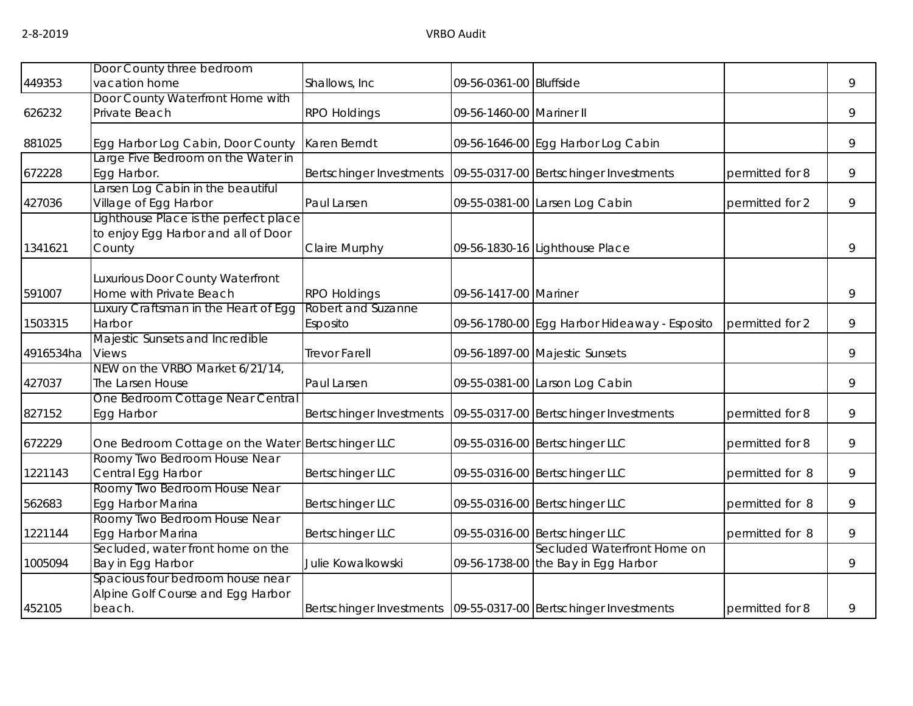| | | | | | | |
|---|---|---|---|---|---|---|
| 449353 | Door County three bedroom vacation home | Shallows, Inc | 09-56-0361-00 | Bluffside | | 9 |
| 626232 | Door County Waterfront Home with Private Beach | RPO Holdings | 09-56-1460-00 | Mariner II | | 9 |
| 881025 | Egg Harbor Log Cabin, Door County | Karen Berndt | 09-56-1646-00 | Egg Harbor Log Cabin | | 9 |
| 672228 | Large Five Bedroom on the Water in Egg Harbor. | Bertschinger Investments | 09-55-0317-00 | Bertschinger Investments | permitted for 8 | 9 |
| 427036 | Larsen Log Cabin in the beautiful Village of Egg Harbor | Paul Larsen | 09-55-0381-00 | Larsen Log Cabin | permitted for 2 | 9 |
| 1341621 | Lighthouse Place is the perfect place to enjoy Egg Harbor and all of Door County | Claire Murphy | 09-56-1830-16 | Lighthouse Place | | 9 |
| 591007 | Luxurious Door County Waterfront Home with Private Beach | RPO Holdings | 09-56-1417-00 | Mariner | | 9 |
| 1503315 | Luxury Craftsman in the Heart of Egg Harbor | Robert and Suzanne Esposito | 09-56-1780-00 | Egg Harbor Hideaway - Esposito | permitted for 2 | 9 |
| 4916534ha | Majestic Sunsets and Incredible Views | Trevor Farell | 09-56-1897-00 | Majestic Sunsets | | 9 |
| 427037 | NEW on the VRBO Market 6/21/14, The Larsen House | Paul Larsen | 09-55-0381-00 | Larson Log Cabin | | 9 |
| 827152 | One Bedroom Cottage Near Central Egg Harbor | Bertschinger Investments | 09-55-0317-00 | Bertschinger Investments | permitted for 8 | 9 |
| 672229 | One Bedroom Cottage on the Water | Bertschinger LLC | 09-55-0316-00 | Bertschinger LLC | permitted for 8 | 9 |
| 1221143 | Roomy Two Bedroom House Near Central Egg Harbor | Bertschinger LLC | 09-55-0316-00 | Bertschinger LLC | permitted for 8 | 9 |
| 562683 | Roomy Two Bedroom House Near Egg Harbor Marina | Bertschinger LLC | 09-55-0316-00 | Bertschinger LLC | permitted for 8 | 9 |
| 1221144 | Roomy Two Bedroom House Near Egg Harbor Marina | Bertschinger LLC | 09-55-0316-00 | Bertschinger LLC | permitted for 8 | 9 |
| 1005094 | Secluded, water front home on the Bay in Egg Harbor | Julie Kowalkowski | 09-56-1738-00 | Secluded Waterfront Home on the Bay in Egg Harbor | | 9 |
| 452105 | Spacious four bedroom house near Alpine Golf Course and Egg Harbor beach. | Bertschinger Investments | 09-55-0317-00 | Bertschinger Investments | permitted for 8 | 9 |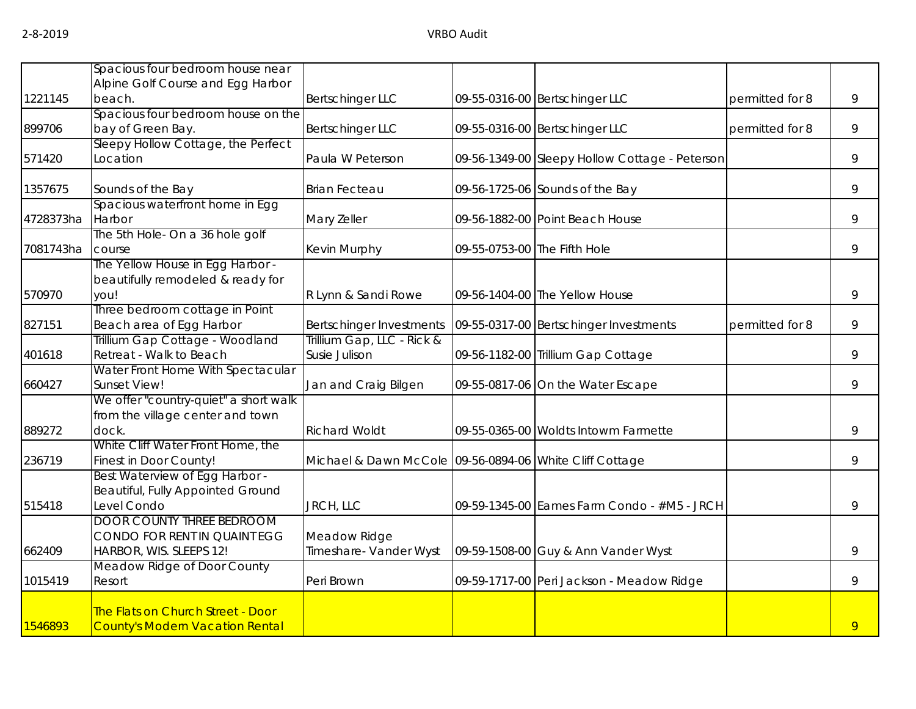| | | | | | | |
|---|---|---|---|---|---|---|
| 1221145 | Spacious four bedroom house near Alpine Golf Course and Egg Harbor beach. | Bertschinger LLC | 09-55-0316-00 | Bertschinger LLC | permitted for 8 | 9 |
| 899706 | Spacious four bedroom house on the bay of Green Bay. | Bertschinger LLC | 09-55-0316-00 | Bertschinger LLC | permitted for 8 | 9 |
| 571420 | Sleepy Hollow Cottage, the Perfect Location | Paula W Peterson | 09-56-1349-00 | Sleepy Hollow Cottage - Peterson | | 9 |
| 1357675 | Sounds of the Bay | Brian Fecteau | 09-56-1725-06 | Sounds of the Bay | | 9 |
| 4728373ha | Spacious waterfront home in Egg Harbor | Mary Zeller | 09-56-1882-00 | Point Beach House | | 9 |
| 7081743ha | The 5th Hole- On a 36 hole golf course | Kevin Murphy | 09-55-0753-00 | The Fifth Hole | | 9 |
| 570970 | The Yellow House in Egg Harbor - beautifully remodeled & ready for you! | R Lynn & Sandi Rowe | 09-56-1404-00 | The Yellow House | | 9 |
| 827151 | Three bedroom cottage in Point Beach area of Egg Harbor | Bertschinger Investments | 09-55-0317-00 | Bertschinger Investments | permitted for 8 | 9 |
| 401618 | Trillium Gap Cottage - Woodland Retreat - Walk to Beach | Trillium Gap, LLC - Rick & Susie Julison | 09-56-1182-00 | Trillium Gap Cottage | | 9 |
| 660427 | Water Front Home With Spectacular Sunset View! | Jan and Craig Bilgen | 09-55-0817-06 | On the Water Escape | | 9 |
| 889272 | We offer "country-quiet" a short walk from the village center and town dock. | Richard Woldt | 09-55-0365-00 | Woldts Intowm Farmette | | 9 |
| 236719 | White Cliff Water Front Home, the Finest in Door County! | Michael & Dawn McCole | 09-56-0894-06 | White Cliff Cottage | | 9 |
| 515418 | Best Waterview of Egg Harbor - Beautiful, Fully Appointed Ground Level Condo | JRCH, LLC | 09-59-1345-00 | Eames Farm Condo - #M5 - JRCH | | 9 |
| 662409 | DOOR COUNTY THREE BEDROOM CONDO FOR RENT IN QUAINT EGG HARBOR, WIS. SLEEPS 12! | Meadow Ridge Timeshare- Vander Wyst | 09-59-1508-00 | Guy & Ann Vander Wyst | | 9 |
| 1015419 | Meadow Ridge of Door County Resort | Peri Brown | 09-59-1717-00 | Peri Jackson - Meadow Ridge | | 9 |
| 1546893 | The Flats on Church Street - Door County's Modern Vacation Rental | | | | | 9 |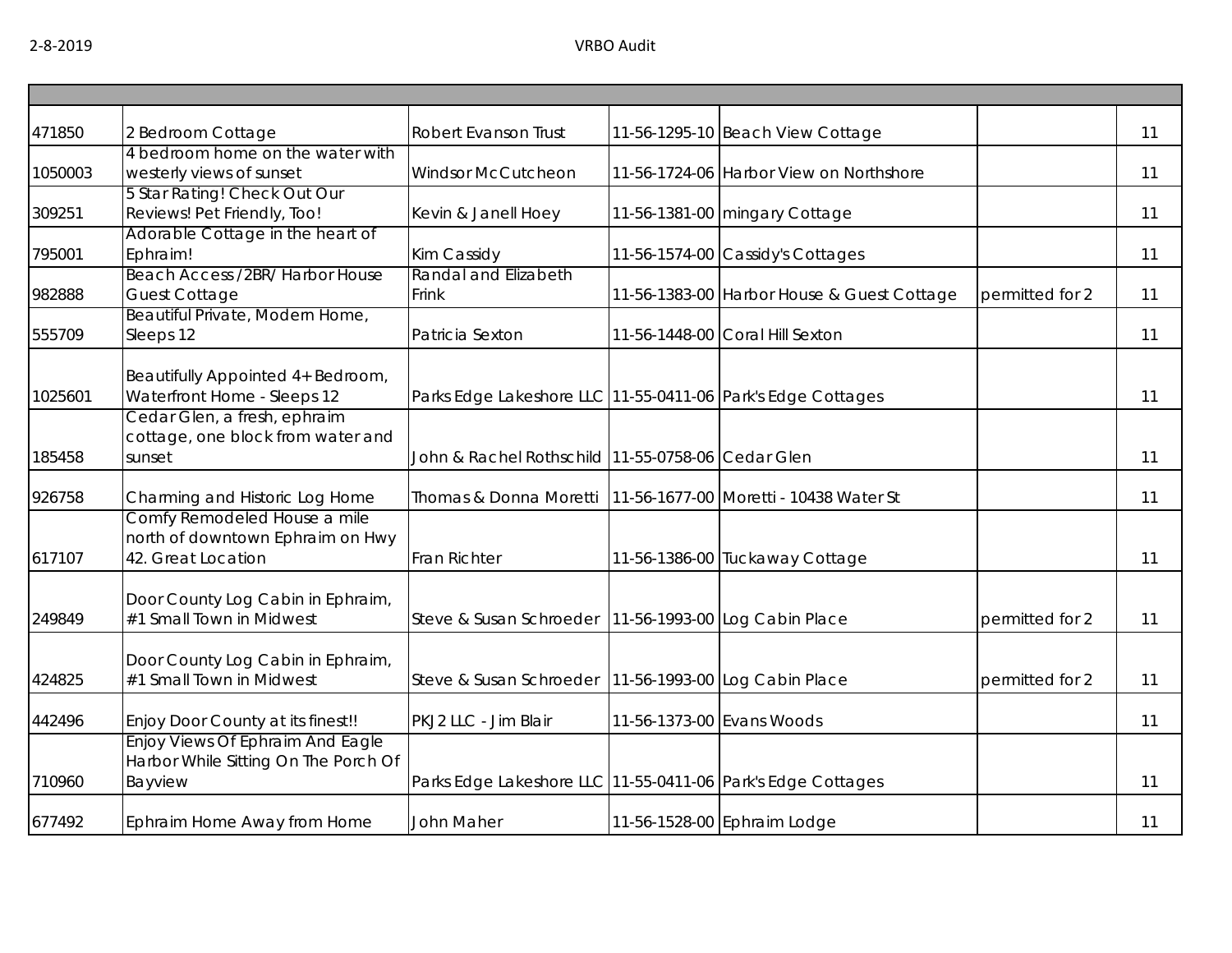| | | | | | | |
|---|---|---|---|---|---|---|
| 471850 | 2 Bedroom Cottage | Robert Evanson Trust | 11-56-1295-10 | Beach View Cottage | | 11 |
| 1050003 | 4 bedroom home on the water with westerly views of sunset | Windsor McCutcheon | 11-56-1724-06 | Harbor View on Northshore | | 11 |
| 309251 | 5 Star Rating! Check Out Our Reviews! Pet Friendly, Too! | Kevin & Janell Hoey | 11-56-1381-00 | mingary Cottage | | 11 |
| 795001 | Adorable Cottage in the heart of Ephraim! | Kim Cassidy | 11-56-1574-00 | Cassidy's Cottages | | 11 |
| 982888 | Beach Access /2BR/ Harbor House Guest Cottage | Randal and Elizabeth Frink | 11-56-1383-00 | Harbor House & Guest Cottage | permitted for 2 | 11 |
| 555709 | Beautiful Private, Modern Home, Sleeps 12 | Patricia Sexton | 11-56-1448-00 | Coral Hill Sexton | | 11 |
| 1025601 | Beautifully Appointed 4+ Bedroom, Waterfront Home - Sleeps 12 | Parks Edge Lakeshore LLC | 11-55-0411-06 | Park's Edge Cottages | | 11 |
| 185458 | Cedar Glen, a fresh, ephraim cottage, one block from water and sunset | John & Rachel Rothschild | 11-55-0758-06 | Cedar Glen | | 11 |
| 926758 | Charming and Historic Log Home | Thomas & Donna Moretti | 11-56-1677-00 | Moretti - 10438 Water St | | 11 |
| 617107 | Comfy Remodeled House a mile north of downtown Ephraim on Hwy 42. Great Location | Fran Richter | 11-56-1386-00 | Tuckaway Cottage | | 11 |
| 249849 | Door County Log Cabin in Ephraim, #1 Small Town in Midwest | Steve & Susan Schroeder | 11-56-1993-00 | Log Cabin Place | permitted for 2 | 11 |
| 424825 | Door County Log Cabin in Ephraim, #1 Small Town in Midwest | Steve & Susan Schroeder | 11-56-1993-00 | Log Cabin Place | permitted for 2 | 11 |
| 442496 | Enjoy Door County at its finest!! | PKJ2 LLC - Jim Blair | 11-56-1373-00 | Evans Woods | | 11 |
| 710960 | Enjoy Views Of Ephraim And Eagle Harbor While Sitting On The Porch Of Bayview | Parks Edge Lakeshore LLC | 11-55-0411-06 | Park's Edge Cottages | | 11 |
| 677492 | Ephraim Home Away from Home | John Maher | 11-56-1528-00 | Ephraim Lodge | | 11 |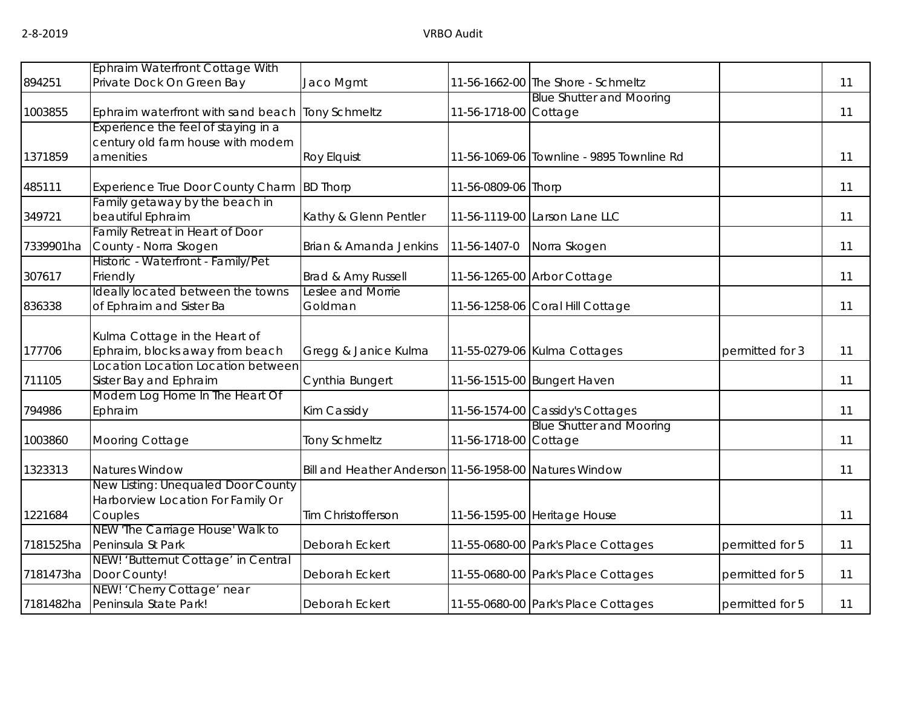| | | | | | | |
|---|---|---|---|---|---|---|
| 894251 | Ephraim Waterfront Cottage With Private Dock On Green Bay | Jaco Mgmt | 11-56-1662-00 | The Shore - Schmeltz | | 11 |
| 1003855 | Ephraim waterfront with sand beach | Tony Schmeltz | 11-56-1718-00 | Blue Shutter and Mooring Cottage | | 11 |
| 1371859 | Experience the feel of staying in a century old farm house with modern amenities | Roy Elquist | 11-56-1069-06 | Townline - 9895 Townline Rd | | 11 |
| 485111 | Experience True Door County Charm | BD Thorp | 11-56-0809-06 | Thorp | | 11 |
| 349721 | Family getaway by the beach in beautiful Ephraim | Kathy & Glenn Pentler | 11-56-1119-00 | Larson Lane LLC | | 11 |
| 7339901ha | Family Retreat in Heart of Door County - Norra Skogen | Brian & Amanda Jenkins | 11-56-1407-0 | Norra Skogen | | 11 |
| 307617 | Historic - Waterfront - Family/Pet Friendly | Brad & Amy Russell | 11-56-1265-00 | Arbor Cottage | | 11 |
| 836338 | Ideally located between the towns of Ephraim and Sister Ba | Leslee and Morrie Goldman | 11-56-1258-06 | Coral Hill Cottage | | 11 |
| 177706 | Kulma Cottage in the Heart of Ephraim, blocks away from beach | Gregg & Janice Kulma | 11-55-0279-06 | Kulma Cottages | permitted for 3 | 11 |
| 711105 | Location Location Location between Sister Bay and Ephraim | Cynthia Bungert | 11-56-1515-00 | Bungert Haven | | 11 |
| 794986 | Modern Log Home In The Heart Of Ephraim | Kim Cassidy | 11-56-1574-00 | Cassidy's Cottages | | 11 |
| 1003860 | Mooring Cottage | Tony Schmeltz | 11-56-1718-00 | Blue Shutter and Mooring Cottage | | 11 |
| 1323313 | Natures Window | Bill and Heather Anderson | 11-56-1958-00 | Natures Window | | 11 |
| 1221684 | New Listing: Unequaled Door County Harborview Location For Family Or Couples | Tim Christofferson | 11-56-1595-00 | Heritage House | | 11 |
| 7181525ha | NEW 'The Carriage House' Walk to Peninsula St Park | Deborah Eckert | 11-55-0680-00 | Park's Place Cottages | permitted for 5 | 11 |
| 7181473ha | NEW! 'Butternut Cottage' in Central Door County! | Deborah Eckert | 11-55-0680-00 | Park's Place Cottages | permitted for 5 | 11 |
| 7181482ha | NEW! 'Cherry Cottage' near Peninsula State Park! | Deborah Eckert | 11-55-0680-00 | Park's Place Cottages | permitted for 5 | 11 |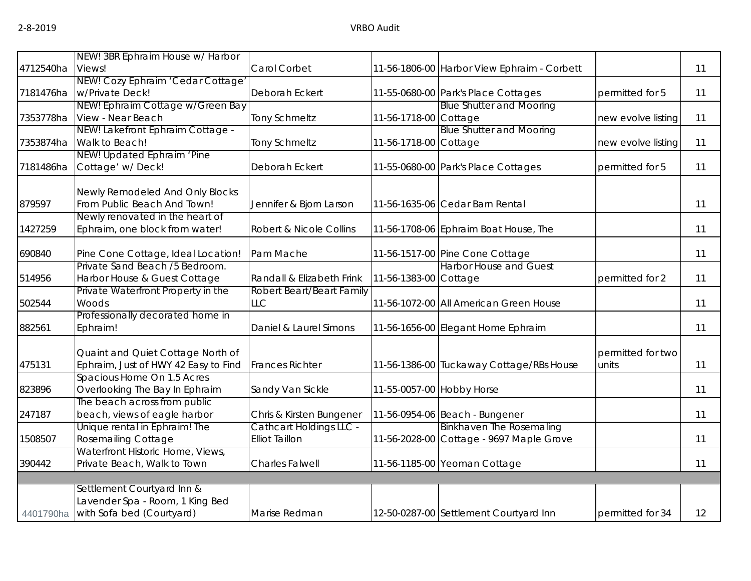| | | | | | | |
|---|---|---|---|---|---|---|
| 4712540ha | NEW! 3BR Ephraim House w/ Harbor Views! | Carol Corbet | 11-56-1806-00 | Harbor View Ephraim - Corbett | | 11 |
| 7181476ha | NEW! Cozy Ephraim 'Cedar Cottage' w/Private Deck! | Deborah Eckert | 11-55-0680-00 | Park's Place Cottages | permitted for 5 | 11 |
| 7353778ha | NEW! Ephraim Cottage w/Green Bay View - Near Beach | Tony Schmeltz | 11-56-1718-00 | Blue Shutter and Mooring Cottage | new evolve listing | 11 |
| 7353874ha | NEW! Lakefront Ephraim Cottage - Walk to Beach! | Tony Schmeltz | 11-56-1718-00 | Blue Shutter and Mooring Cottage | new evolve listing | 11 |
| 7181486ha | NEW! Updated Ephraim 'Pine Cottage' w/ Deck! | Deborah Eckert | 11-55-0680-00 | Park's Place Cottages | permitted for 5 | 11 |
| 879597 | Newly Remodeled And Only Blocks From Public Beach And Town! | Jennifer & Bjorn Larson | 11-56-1635-06 | Cedar Barn Rental | | 11 |
| 1427259 | Newly renovated in the heart of Ephraim, one block from water! | Robert & Nicole Collins | 11-56-1708-06 | Ephraim Boat House, The | | 11 |
| 690840 | Pine Cone Cottage, Ideal Location! | Pam Mache | 11-56-1517-00 | Pine Cone Cottage | | 11 |
| 514956 | Private Sand Beach /5 Bedroom. Harbor House & Guest Cottage | Randall & Elizabeth Frink | 11-56-1383-00 | Harbor House and Guest Cottage | permitted for 2 | 11 |
| 502544 | Private Waterfront Property in the Woods | Robert Beart/Beart Family LLC | 11-56-1072-00 | All American Green House | | 11 |
| 882561 | Professionally decorated home in Ephraim! | Daniel & Laurel Simons | 11-56-1656-00 | Elegant Home Ephraim | | 11 |
| 475131 | Quaint and Quiet Cottage North of Ephraim, Just of HWY 42 Easy to Find | Frances Richter | 11-56-1386-00 | Tuckaway Cottage/RBs House | permitted for two units | 11 |
| 823896 | Spacious Home On 1.5 Acres Overlooking The Bay In Ephraim | Sandy Van Sickle | 11-55-0057-00 | Hobby Horse | | 11 |
| 247187 | The beach across from public beach, views of eagle harbor | Chris & Kirsten Bungener | 11-56-0954-06 | Beach - Bungener | | 11 |
| 1508507 | Unique rental in Ephraim! The Rosemailing Cottage | Cathcart Holdings LLC - Elliot Taillon | 11-56-2028-00 | Binkhaven The Rosemaling Cottage - 9697 Maple Grove | | 11 |
| 390442 | Waterfront Historic Home, Views, Private Beach, Walk to Town | Charles Falwell | 11-56-1185-00 | Yeoman Cottage | | 11 |
| | | | | | | |
| 4401790ha | Settlement Courtyard Inn & Lavender Spa - Room, 1 King Bed with Sofa bed (Courtyard) | Marise Redman | 12-50-0287-00 | Settlement Courtyard Inn | permitted for 34 | 12 |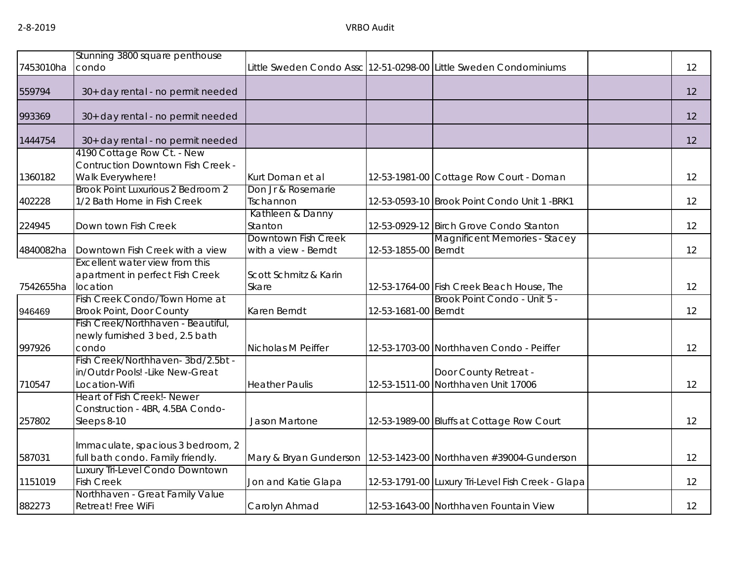| | | | | | | |
|---|---|---|---|---|---|---|
| 7453010ha | Stunning 3800 square penthouse condo | Little Sweden Condo Assc | 12-51-0298-00 | Little Sweden Condominiums | | 12 |
| 559794 | 30+ day rental - no permit needed | | | | | 12 |
| 993369 | 30+ day rental - no permit needed | | | | | 12 |
| 1444754 | 30+ day rental - no permit needed | | | | | 12 |
| 1360182 | 4190 Cottage Row Ct. - New Contruction Downtown Fish Creek - Walk Everywhere! | Kurt Doman et al | 12-53-1981-00 | Cottage Row Court - Doman | | 12 |
| 402228 | Brook Point Luxurious 2 Bedroom 2 1/2 Bath Home in Fish Creek | Don Jr & Rosemarie Tschannon | 12-53-0593-10 | Brook Point Condo Unit 1 -BRK1 | | 12 |
| 224945 | Down town Fish Creek | Kathleen & Danny Stanton | 12-53-0929-12 | Birch Grove Condo Stanton | | 12 |
| 4840082ha | Downtown Fish Creek with a view | Downtown Fish Creek with a view - Berndt | 12-53-1855-00 | Magnificent Memories - Stacey Berndt | | 12 |
| 7542655ha | Excellent water view from this apartment in perfect Fish Creek location | Scott Schmitz & Karin Skare | 12-53-1764-00 | Fish Creek Beach House, The | | 12 |
| 946469 | Fish Creek Condo/Town Home at Brook Point, Door County | Karen Berndt | 12-53-1681-00 | Brook Point Condo - Unit 5 - Berndt | | 12 |
| 997926 | Fish Creek/Northhaven - Beautiful, newly furnished 3 bed, 2.5 bath condo | Nicholas M Peiffer | 12-53-1703-00 | Northhaven Condo - Peiffer | | 12 |
| 710547 | Fish Creek/Northhaven- 3bd/2.5bt - in/Outdr Pools! -Like New-Great Location-Wifi | Heather Paulis | 12-53-1511-00 | Door County Retreat - Northhaven Unit 17006 | | 12 |
| 257802 | Heart of Fish Creek!- Newer Construction - 4BR, 4.5BA Condo- Sleeps 8-10 | Jason Martone | 12-53-1989-00 | Bluffs at Cottage Row Court | | 12 |
| 587031 | Immaculate, spacious 3 bedroom, 2 full bath condo. Family friendly. | Mary & Bryan Gunderson | 12-53-1423-00 | Northhaven #39004-Gunderson | | 12 |
| 1151019 | Luxury Tri-Level Condo Downtown Fish Creek | Jon and Katie Glapa | 12-53-1791-00 | Luxury Tri-Level Fish Creek - Glapa | | 12 |
| 882273 | Northhaven - Great Family Value Retreat! Free WiFi | Carolyn Ahmad | 12-53-1643-00 | Northhaven Fountain View | | 12 |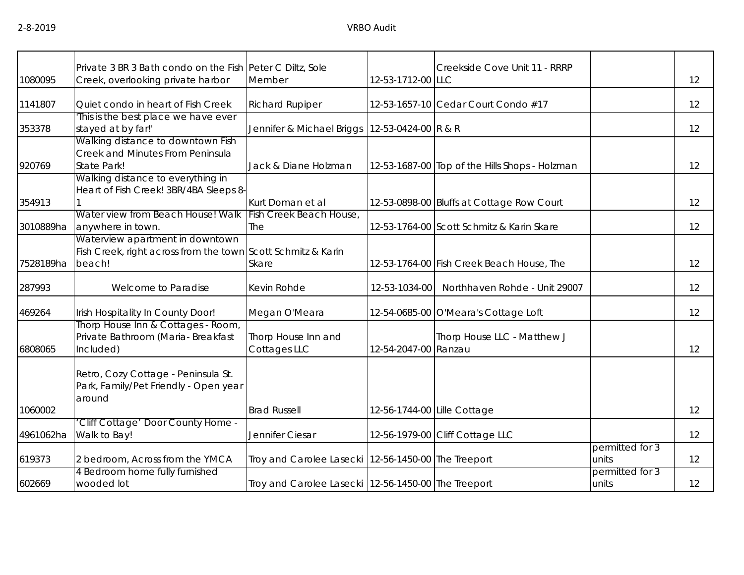| | | | | | | |
|---|---|---|---|---|---|---|
| 1080095 | Private 3 BR 3 Bath condo on the Fish Creek, overlooking private harbor | Peter C Diltz, Sole Member | 12-53-1712-00 | Creekside Cove Unit 11 - RRRP LLC | | 12 |
| 1141807 | Quiet condo in heart of Fish Creek | Richard Rupiper | 12-53-1657-10 | Cedar Court Condo #17 | | 12 |
| 353378 | 'This is the best place we have ever stayed at by far!' | Jennifer & Michael Briggs | 12-53-0424-00 | R & R | | 12 |
| 920769 | Walking distance to downtown Fish Creek and Minutes From Peninsula State Park! | Jack & Diane Holzman | 12-53-1687-00 | Top of the Hills Shops - Holzman | | 12 |
| 354913 | Walking distance to everything in Heart of Fish Creek! 3BR/4BA Sleeps 8-1 | Kurt Doman et al | 12-53-0898-00 | Bluffs at Cottage Row Court | | 12 |
| 3010889ha | Water view from Beach House! Walk anywhere in town. | Fish Creek Beach House, The | 12-53-1764-00 | Scott Schmitz & Karin Skare | | 12 |
| 7528189ha | Waterview apartment in downtown Fish Creek, right across from the town beach! | Scott Schmitz & Karin Skare | 12-53-1764-00 | Fish Creek Beach House, The | | 12 |
| 287993 | Welcome to Paradise | Kevin Rohde | 12-53-1034-00 | Northhaven Rohde - Unit 29007 | | 12 |
| 469264 | Irish Hospitality In County Door! | Megan O'Meara | 12-54-0685-00 | O'Meara's Cottage Loft | | 12 |
| 6808065 | Thorp House Inn & Cottages - Room, Private Bathroom (Maria- Breakfast Included) | Thorp House Inn and Cottages LLC | 12-54-2047-00 | Thorp House LLC - Matthew J Ranzau | | 12 |
| 1060002 | Retro, Cozy Cottage - Peninsula St. Park, Family/Pet Friendly - Open year around | Brad Russell | 12-56-1744-00 | Lille Cottage | | 12 |
| 4961062ha | 'Cliff Cottage' Door County Home - Walk to Bay! | Jennifer Ciesar | 12-56-1979-00 | Cliff Cottage LLC | | 12 |
| 619373 | 2 bedroom, Across from the YMCA | Troy and Carolee Lasecki | 12-56-1450-00 | The Treeport | permitted for 3 units | 12 |
| 602669 | 4 Bedroom home fully furnished wooded lot | Troy and Carolee Lasecki | 12-56-1450-00 | The Treeport | permitted for 3 units | 12 |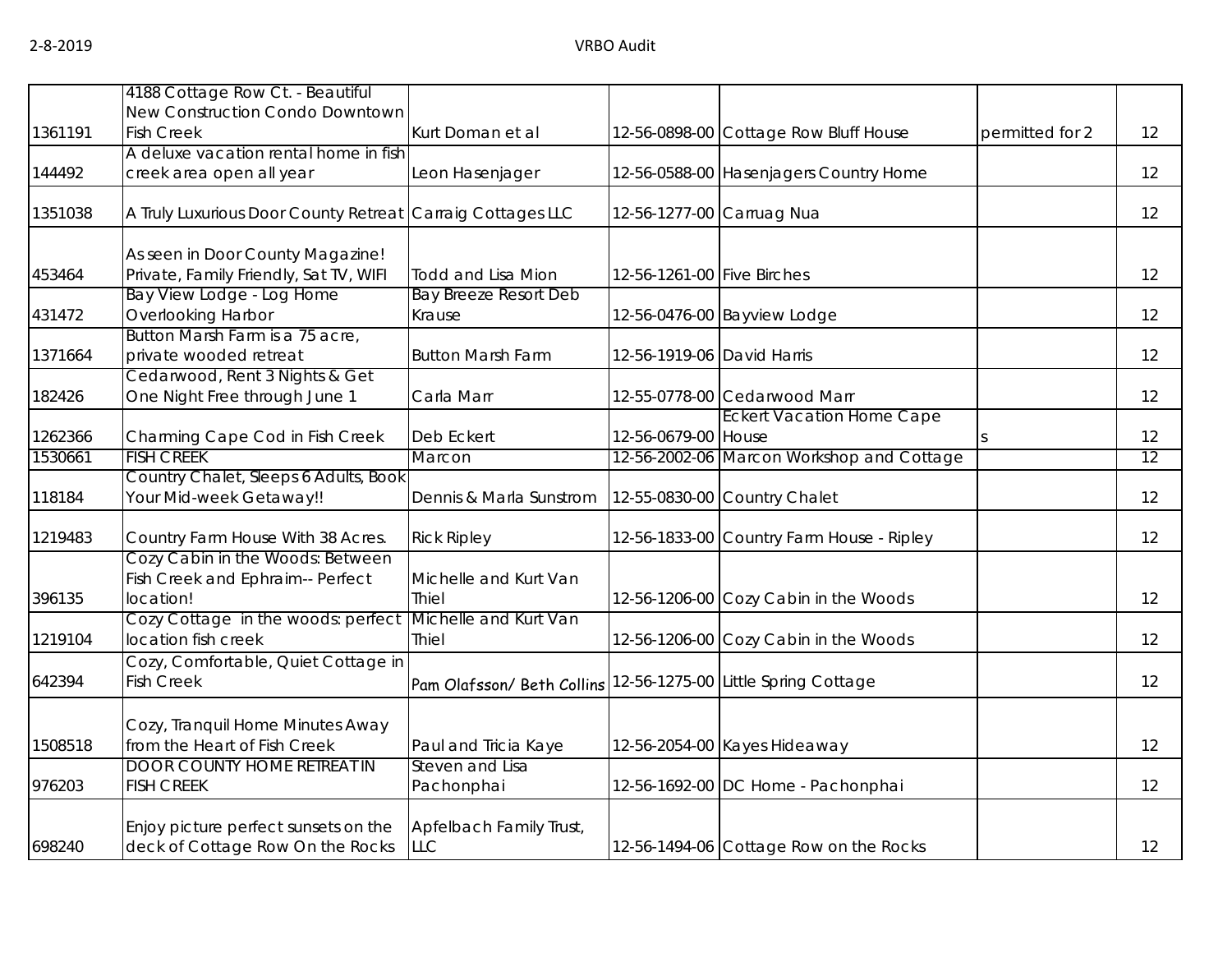| | | | | | | |
|---|---|---|---|---|---|---|
| 1361191 | 4188 Cottage Row Ct. - Beautiful New Construction Condo Downtown Fish Creek | Kurt Doman et al | 12-56-0898-00 | Cottage Row Bluff House | permitted for 2 | 12 |
| 144492 | A deluxe vacation rental home in fish creek area open all year | Leon Hasenjager | 12-56-0588-00 | Hasenjagers Country Home | | 12 |
| 1351038 | A Truly Luxurious Door County Retreat | Carraig Cottages LLC | 12-56-1277-00 | Carruag Nua | | 12 |
| 453464 | As seen in Door County Magazine! Private, Family Friendly, Sat TV, WIFI | Todd and Lisa Mion | 12-56-1261-00 | Five Birches | | 12 |
| 431472 | Bay View Lodge - Log Home Overlooking Harbor | Bay Breeze Resort Deb Krause | 12-56-0476-00 | Bayview Lodge | | 12 |
| 1371664 | Button Marsh Farm is a 75 acre, private wooded retreat | Button Marsh Farm | 12-56-1919-06 | David Harris | | 12 |
| 182426 | Cedarwood, Rent 3 Nights & Get One Night Free through June 1 | Carla Marr | 12-55-0778-00 | Cedarwood Marr | | 12 |
| 1262366 | Charming Cape Cod in Fish Creek | Deb Eckert | 12-56-0679-00 | Eckert Vacation Home Cape House | s | 12 |
| 1530661 | FISH CREEK | Marcon | 12-56-2002-06 | Marcon Workshop and Cottage | | 12 |
| 118184 | Country Chalet, Sleeps 6 Adults, Book Your Mid-week Getaway!! | Dennis & Marla Sunstrom | 12-55-0830-00 | Country Chalet | | 12 |
| 1219483 | Country Farm House With 38 Acres. | Rick Ripley | 12-56-1833-00 | Country Farm House - Ripley | | 12 |
| 396135 | Cozy Cabin in the Woods: Between Fish Creek and Ephraim-- Perfect location! | Michelle and Kurt Van Thiel | 12-56-1206-00 | Cozy Cabin in the Woods | | 12 |
| 1219104 | Cozy Cottage in the woods: perfect location fish creek | Michelle and Kurt Van Thiel | 12-56-1206-00 | Cozy Cabin in the Woods | | 12 |
| 642394 | Cozy, Comfortable, Quiet Cottage in Fish Creek | Pam Olafsson/ Beth Collins | 12-56-1275-00 | Little Spring Cottage | | 12 |
| 1508518 | Cozy, Tranquil Home Minutes Away from the Heart of Fish Creek | Paul and Tricia Kaye | 12-56-2054-00 | Kayes Hideaway | | 12 |
| 976203 | DOOR COUNTY HOME RETREAT IN FISH CREEK | Steven and Lisa Pachonphai | 12-56-1692-00 | DC Home - Pachonphai | | 12 |
| 698240 | Enjoy picture perfect sunsets on the deck of Cottage Row On the Rocks | Apfelbach Family Trust, LLC | 12-56-1494-06 | Cottage Row on the Rocks | | 12 |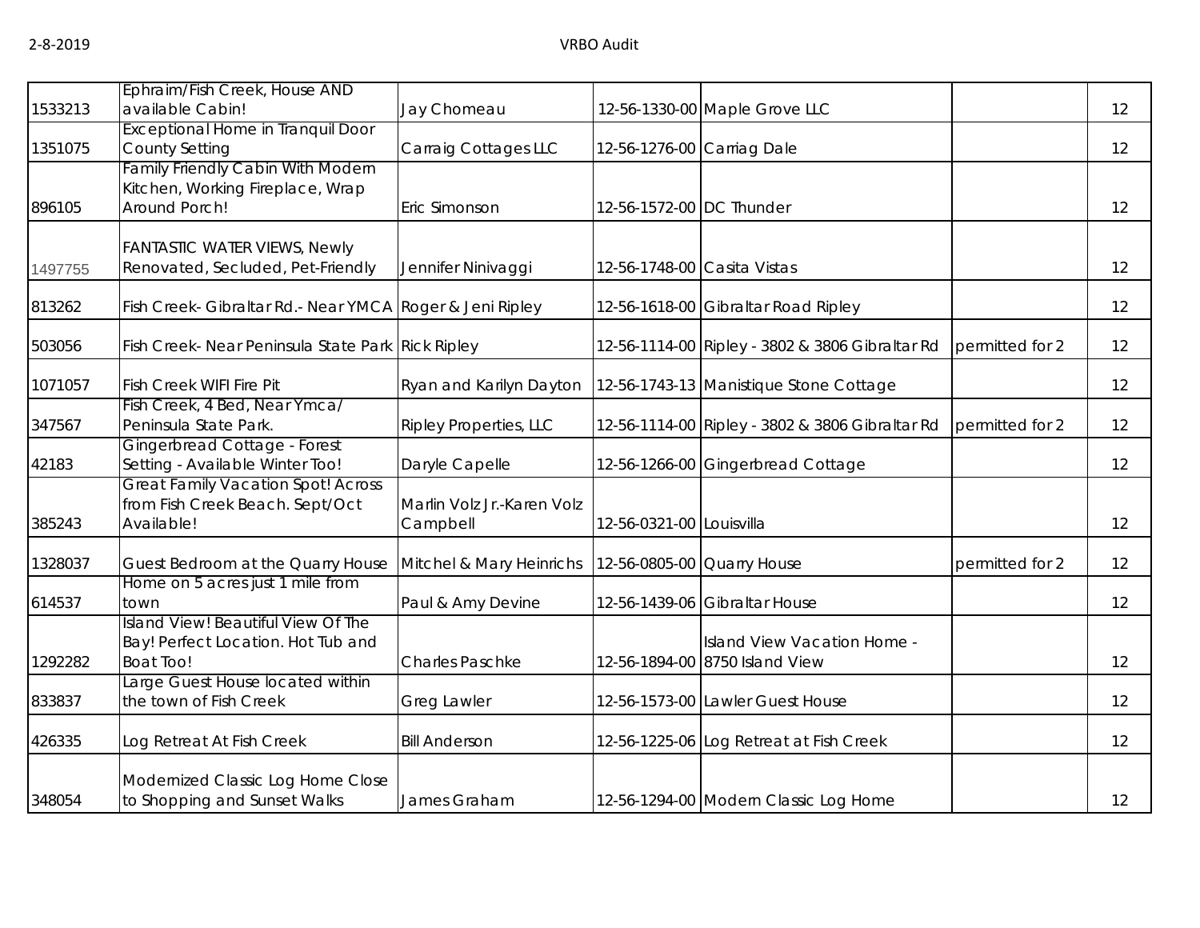| | | | | | | |
|---|---|---|---|---|---|---|
| 1533213 | Ephraim/Fish Creek, House AND available Cabin! | Jay Chomeau | 12-56-1330-00 | Maple Grove LLC | | 12 |
| 1351075 | Exceptional Home in Tranquil Door County Setting | Carraig Cottages LLC | 12-56-1276-00 | Carriag Dale | | 12 |
| 896105 | Family Friendly Cabin With Modern Kitchen, Working Fireplace, Wrap Around Porch! | Eric Simonson | 12-56-1572-00 | DC Thunder | | 12 |
| 1497755 | FANTASTIC WATER VIEWS, Newly Renovated, Secluded, Pet-Friendly | Jennifer Ninivaggi | 12-56-1748-00 | Casita Vistas | | 12 |
| 813262 | Fish Creek- Gibraltar Rd.- Near YMCA | Roger & Jeni Ripley | 12-56-1618-00 | Gibraltar Road Ripley | | 12 |
| 503056 | Fish Creek- Near Peninsula State Park | Rick Ripley | 12-56-1114-00 | Ripley - 3802 & 3806 Gibraltar Rd | permitted for 2 | 12 |
| 1071057 | Fish Creek WIFI Fire Pit | Ryan and Karilyn Dayton | 12-56-1743-13 | Manistique Stone Cottage | | 12 |
| 347567 | Fish Creek, 4 Bed, Near Ymca/ Peninsula State Park. | Ripley Properties, LLC | 12-56-1114-00 | Ripley - 3802 & 3806 Gibraltar Rd | permitted for 2 | 12 |
| 42183 | Gingerbread Cottage - Forest Setting - Available Winter Too! | Daryle Capelle | 12-56-1266-00 | Gingerbread Cottage | | 12 |
| 385243 | Great Family Vacation Spot! Across from Fish Creek Beach. Sept/Oct Available! | Marlin Volz Jr.-Karen Volz Campbell | 12-56-0321-00 | Louisvilla | | 12 |
| 1328037 | Guest Bedroom at the Quarry House | Mitchel & Mary Heinrichs | 12-56-0805-00 | Quarry House | permitted for 2 | 12 |
| 614537 | Home on 5 acres just 1 mile from town | Paul & Amy Devine | 12-56-1439-06 | Gibraltar House | | 12 |
| 1292282 | Island View! Beautiful View Of The Bay! Perfect Location. Hot Tub and Boat Too! | Charles Paschke | 12-56-1894-00 | Island View Vacation Home - 8750 Island View | | 12 |
| 833837 | Large Guest House located within the town of Fish Creek | Greg Lawler | 12-56-1573-00 | Lawler Guest House | | 12 |
| 426335 | Log Retreat At Fish Creek | Bill Anderson | 12-56-1225-06 | Log Retreat at Fish Creek | | 12 |
| 348054 | Modernized Classic Log Home Close to Shopping and Sunset Walks | James Graham | 12-56-1294-00 | Modern Classic Log Home | | 12 |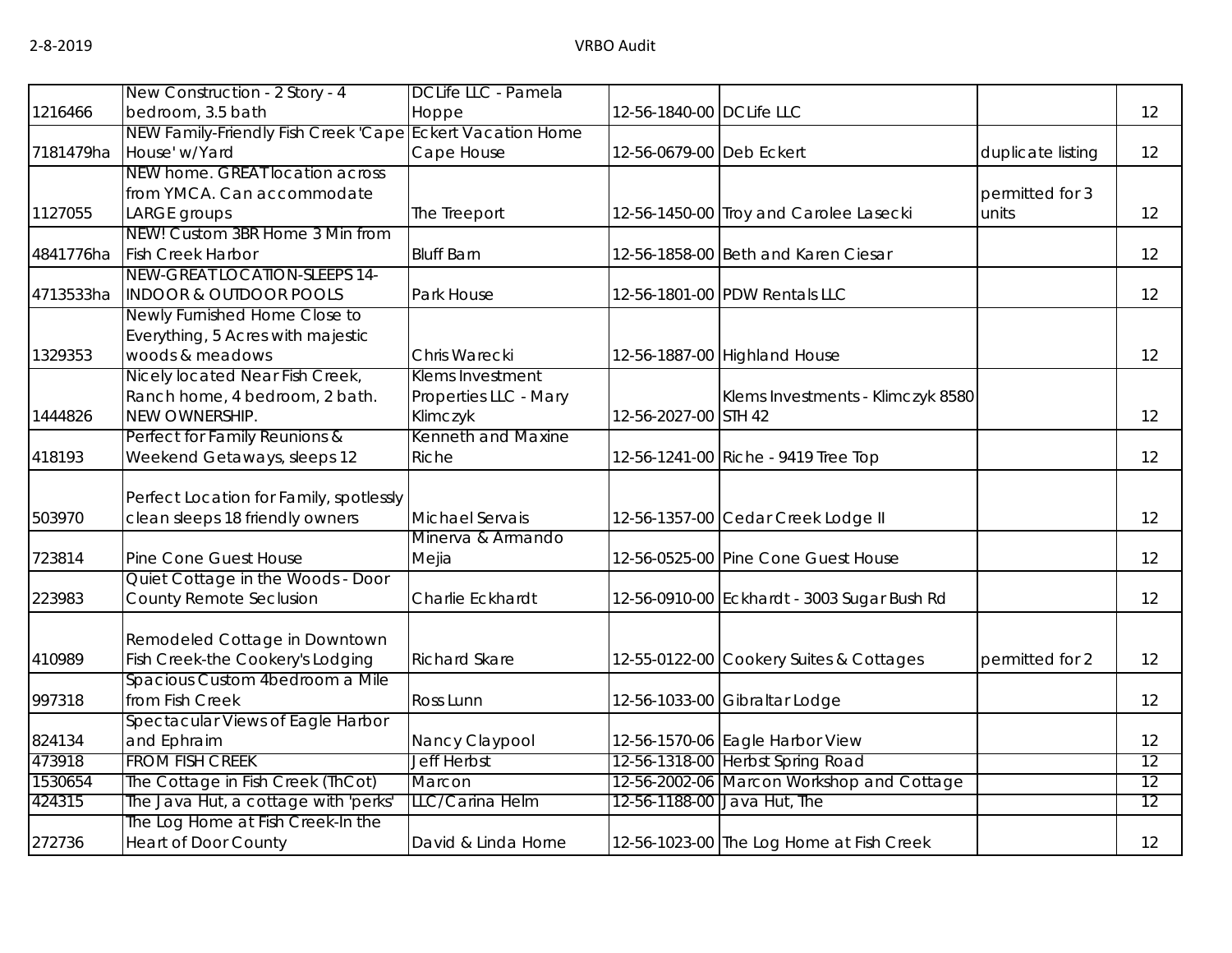| | | | | | | |
|---|---|---|---|---|---|---|
| 1216466 | New Construction - 2 Story - 4 bedroom, 3.5 bath | DCLife LLC - Pamela Hoppe | 12-56-1840-00 | DCLife LLC | | 12 |
| 7181479ha | NEW Family-Friendly Fish Creek 'Cape House' w/Yard | Eckert Vacation Home Cape House | 12-56-0679-00 | Deb Eckert | duplicate listing | 12 |
| 1127055 | NEW home. GREAT location across from YMCA. Can accommodate LARGE groups | The Treeport | 12-56-1450-00 | Troy and Carolee Lasecki | permitted for 3 units | 12 |
| 4841776ha | NEW! Custom 3BR Home 3 Min from Fish Creek Harbor | Bluff Barn | 12-56-1858-00 | Beth and Karen Ciesar | | 12 |
| 4713533ha | NEW-GREAT LOCATION-SLEEPS 14-INDOOR & OUTDOOR POOLS | Park House | 12-56-1801-00 | PDW Rentals LLC | | 12 |
| 1329353 | Newly Furnished Home Close to Everything, 5 Acres with majestic woods & meadows | Chris Warecki | 12-56-1887-00 | Highland House | | 12 |
| 1444826 | Nicely located Near Fish Creek, Ranch home, 4 bedroom, 2 bath. NEW OWNERSHIP. | Klems Investment Properties LLC - Mary Klimczyk | 12-56-2027-00 | Klems Investments - Klimczyk 8580 STH 42 | | 12 |
| 418193 | Perfect for Family Reunions & Weekend Getaways, sleeps 12 | Kenneth and Maxine Riche | 12-56-1241-00 | Riche - 9419 Tree Top | | 12 |
| 503970 | Perfect Location for Family, spotlessly clean sleeps 18 friendly owners | Michael Servais | 12-56-1357-00 | Cedar Creek Lodge II | | 12 |
| 723814 | Pine Cone Guest House | Minerva & Armando Mejia | 12-56-0525-00 | Pine Cone Guest House | | 12 |
| 223983 | Quiet Cottage in the Woods - Door County Remote Seclusion | Charlie Eckhardt | 12-56-0910-00 | Eckhardt - 3003 Sugar Bush Rd | | 12 |
| 410989 | Remodeled Cottage in Downtown Fish Creek-the Cookery's Lodging | Richard Skare | 12-55-0122-00 | Cookery Suites & Cottages | permitted for 2 | 12 |
| 997318 | Spacious Custom 4bedroom a Mile from Fish Creek | Ross Lunn | 12-56-1033-00 | Gibraltar Lodge | | 12 |
| 824134 | Spectacular Views of Eagle Harbor and Ephraim | Nancy Claypool | 12-56-1570-06 | Eagle Harbor View | | 12 |
| 473918 | FROM FISH CREEK | Jeff Herbst | 12-56-1318-00 | Herbst Spring Road | | 12 |
| 1530654 | The Cottage in Fish Creek (ThCot) | Marcon | 12-56-2002-06 | Marcon Workshop and Cottage | | 12 |
| 424315 | The Java Hut, a cottage with 'perks' | LLC/Carina Helm | 12-56-1188-00 | Java Hut, The | | 12 |
| 272736 | The Log Home at Fish Creek-In the Heart of Door County | David & Linda Horne | 12-56-1023-00 | The Log Home at Fish Creek | | 12 |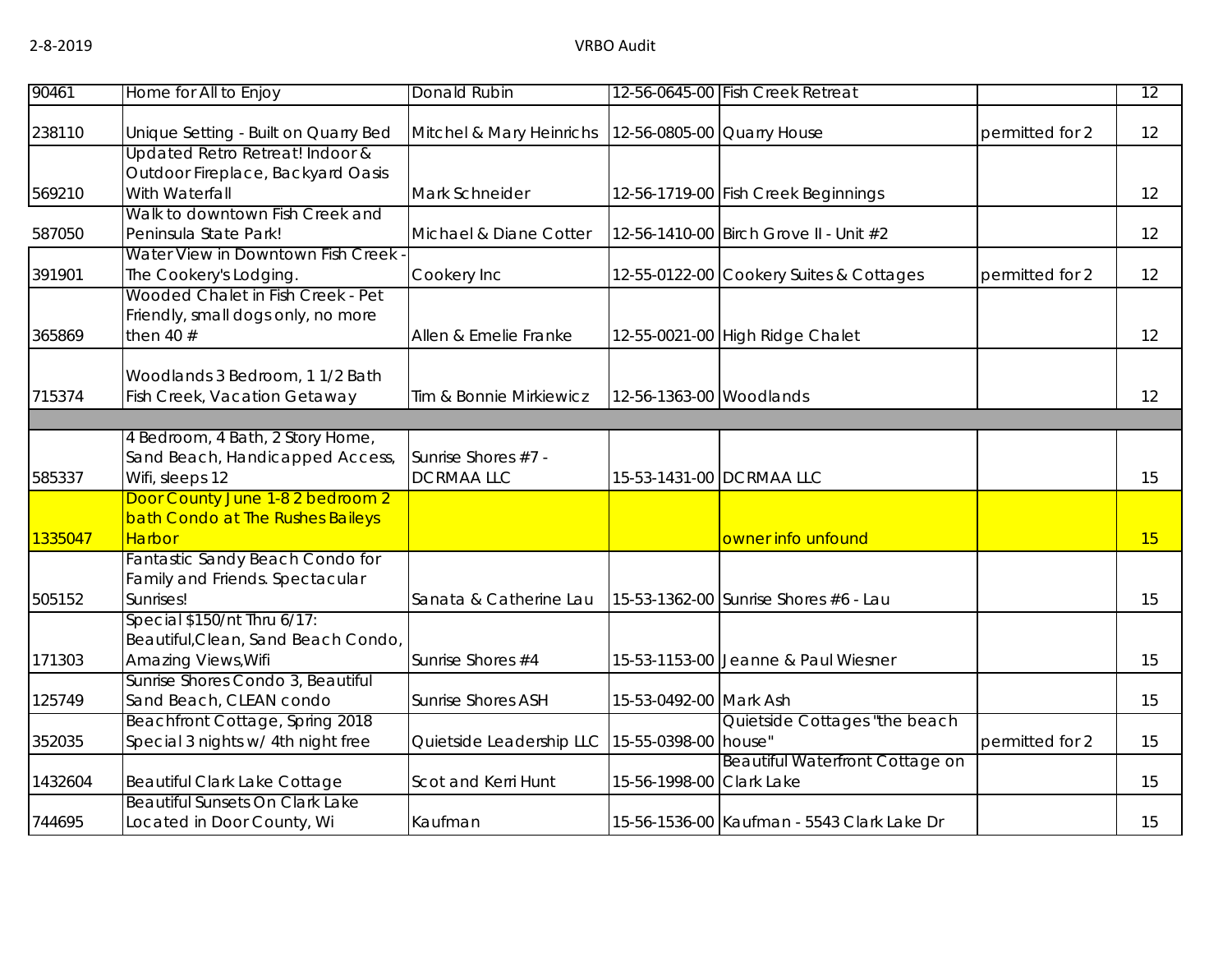| | | | | | | |
|---|---|---|---|---|---|---|
| 90461 | Home for All to Enjoy | Donald Rubin | 12-56-0645-00 | Fish Creek Retreat | | 12 |
| 238110 | Unique Setting - Built on Quarry Bed | Mitchel & Mary Heinrichs | 12-56-0805-00 | Quarry House | permitted for 2 | 12 |
| 569210 | Updated Retro Retreat! Indoor & Outdoor Fireplace, Backyard Oasis With Waterfall | Mark Schneider | 12-56-1719-00 | Fish Creek Beginnings | | 12 |
| 587050 | Walk to downtown Fish Creek and Peninsula State Park! | Michael & Diane Cotter | 12-56-1410-00 | Birch Grove II - Unit #2 | | 12 |
| 391901 | Water View in Downtown Fish Creek - The Cookery's Lodging. | Cookery Inc | 12-55-0122-00 | Cookery Suites & Cottages | permitted for 2 | 12 |
| 365869 | Wooded Chalet in Fish Creek - Pet Friendly, small dogs only, no more then 40 # | Allen & Emelie Franke | 12-55-0021-00 | High Ridge Chalet | | 12 |
| 715374 | Woodlands 3 Bedroom, 1 1/2 Bath Fish Creek, Vacation Getaway | Tim & Bonnie Mirkiewicz | 12-56-1363-00 | Woodlands | | 12 |
| | | | | | | |
| 585337 | 4 Bedroom, 4 Bath, 2 Story Home, Sand Beach, Handicapped Access, Wifi, sleeps 12 | Sunrise Shores #7 - DCRMAA LLC | 15-53-1431-00 | DCRMAA LLC | | 15 |
| 1335047 | Door County June 1-8 2 bedroom 2 bath Condo at The Rushes Baileys Harbor | | | owner info unfound | | 15 |
| 505152 | Fantastic Sandy Beach Condo for Family and Friends. Spectacular Sunrises! | Sanata & Catherine Lau | 15-53-1362-00 | Sunrise Shores #6 - Lau | | 15 |
| 171303 | Special $150/nt Thru 6/17: Beautiful,Clean, Sand Beach Condo, Amazing Views,Wifi | Sunrise Shores #4 | 15-53-1153-00 | Jeanne & Paul Wiesner | | 15 |
| 125749 | Sunrise Shores Condo 3, Beautiful Sand Beach, CLEAN condo | Sunrise Shores ASH | 15-53-0492-00 | Mark Ash | | 15 |
| 352035 | Beachfront Cottage, Spring 2018 Special 3 nights w/ 4th night free | Quietside Leadership LLC | 15-55-0398-00 | Quietside Cottages "the beach house" | permitted for 2 | 15 |
| 1432604 | Beautiful Clark Lake Cottage | Scot and Kerri Hunt | 15-56-1998-00 | Beautiful Waterfront Cottage on Clark Lake | | 15 |
| 744695 | Beautiful Sunsets On Clark Lake Located in Door County, Wi | Kaufman | 15-56-1536-00 | Kaufman - 5543 Clark Lake Dr | | 15 |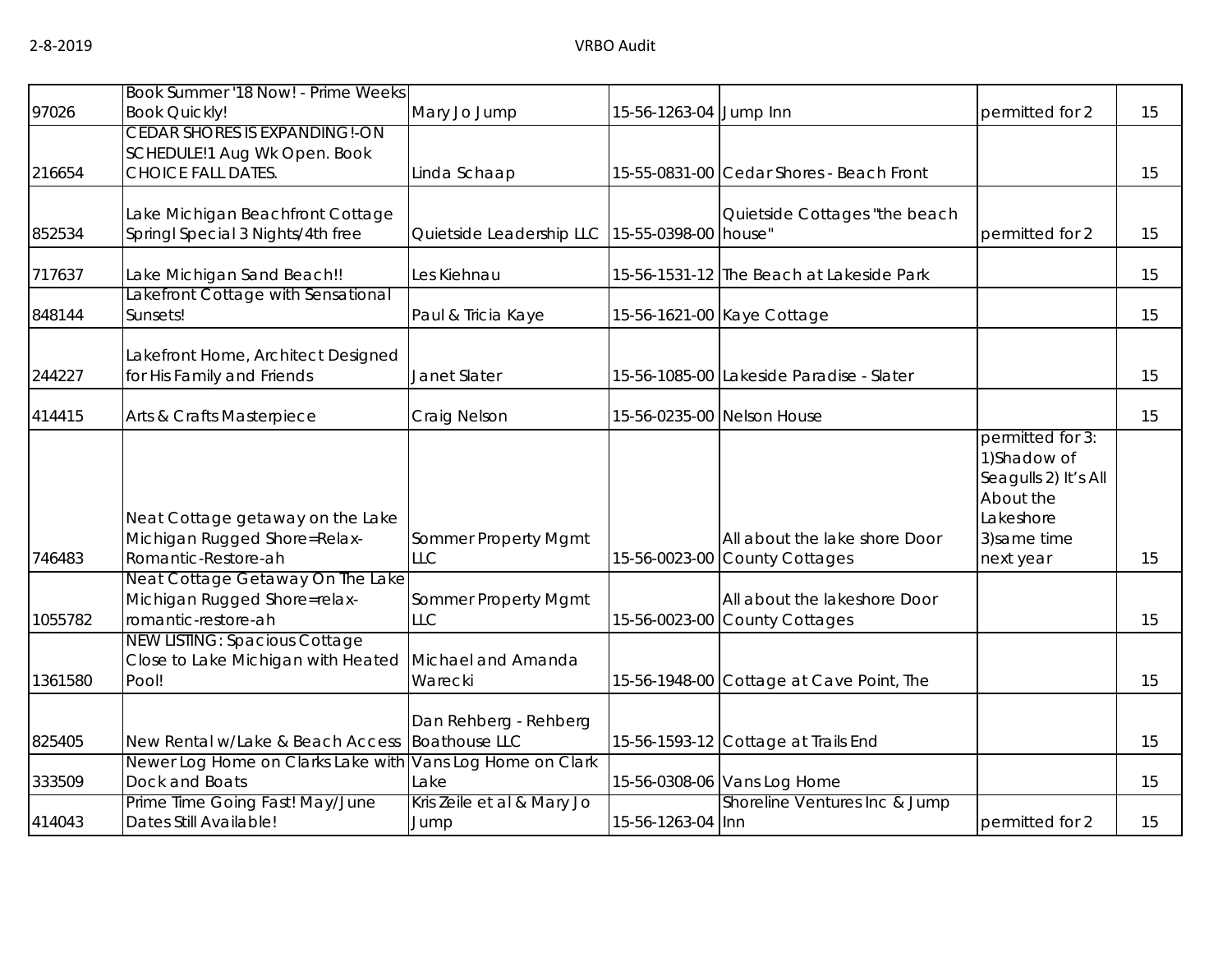| | | | | | | |
|---|---|---|---|---|---|---|
| 97026 | Book Summer '18 Now! - Prime Weeks Book Quickly! | Mary Jo Jump | 15-56-1263-04 | Jump Inn | permitted for 2 | 15 |
| 216654 | CEDAR SHORES IS EXPANDING!-ON SCHEDULE!1 Aug Wk Open. Book CHOICE FALL DATES. | Linda Schaap | 15-55-0831-00 | Cedar Shores - Beach Front | | 15 |
| 852534 | Lake Michigan Beachfront Cottage Springl Special 3 Nights/4th free | Quietside Leadership LLC | 15-55-0398-00 | Quietside Cottages "the beach house" | permitted for 2 | 15 |
| 717637 | Lake Michigan Sand Beach!! | Les Kiehnau | 15-56-1531-12 | The Beach at Lakeside Park | | 15 |
| 848144 | Lakefront Cottage with Sensational Sunsets! | Paul & Tricia Kaye | 15-56-1621-00 | Kaye Cottage | | 15 |
| 244227 | Lakefront Home, Architect Designed for His Family and Friends | Janet Slater | 15-56-1085-00 | Lakeside Paradise - Slater | | 15 |
| 414415 | Arts & Crafts Masterpiece | Craig Nelson | 15-56-0235-00 | Nelson House | | 15 |
| 746483 | Neat Cottage getaway on the Lake Michigan Rugged Shore=Relax-Romantic-Restore-ah | Sommer Property Mgmt LLC | 15-56-0023-00 | All about the lake shore Door County Cottages | permitted for 3: 1)Shadow of Seagulls 2) It's All About the Lakeshore 3)same time next year | 15 |
| 1055782 | Neat Cottage Getaway On The Lake Michigan Rugged Shore=relax-romantic-restore-ah | Sommer Property Mgmt LLC | 15-56-0023-00 | All about the lakeshore Door County Cottages | | 15 |
| 1361580 | NEW LISTING: Spacious Cottage Close to Lake Michigan with Heated Pool! | Michael and Amanda Warecki | 15-56-1948-00 | Cottage at Cave Point, The | | 15 |
| 825405 | New Rental w/Lake & Beach Access | Dan Rehberg - Rehberg Boathouse LLC | 15-56-1593-12 | Cottage at Trails End | | 15 |
| 333509 | Newer Log Home on Clarks Lake with Dock and Boats | Vans Log Home on Clark Lake | 15-56-0308-06 | Vans Log Home | | 15 |
| 414043 | Prime Time Going Fast! May/June Dates Still Available! | Kris Zeile et al & Mary Jo Jump | 15-56-1263-04 | Shoreline Ventures Inc & Jump Inn | permitted for 2 | 15 |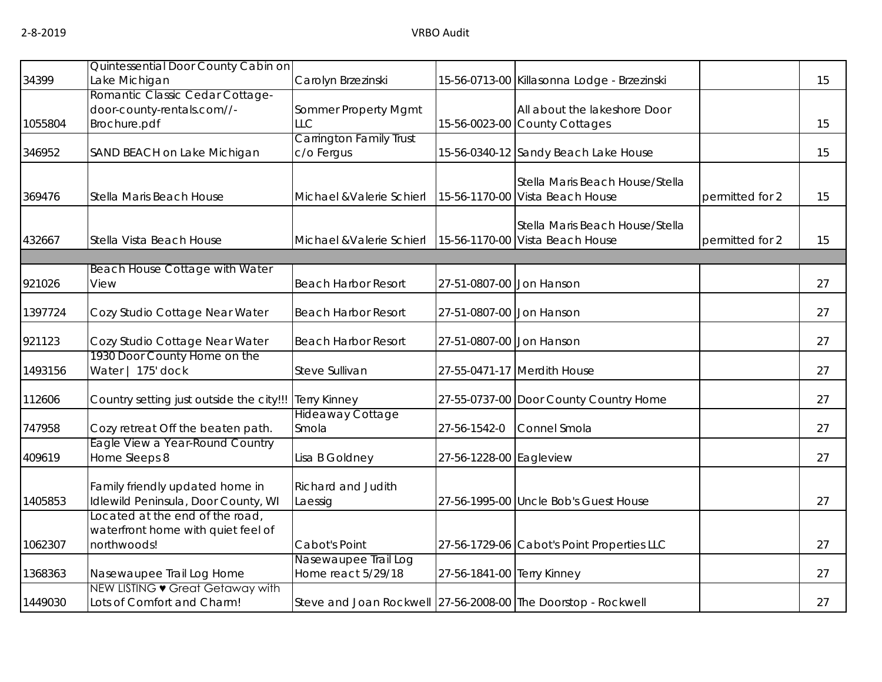| | | | | | | |
|---|---|---|---|---|---|---|
| 34399 | Quintessential Door County Cabin on Lake Michigan | Carolyn Brzezinski | 15-56-0713-00 | Killasonna Lodge - Brzezinski | | 15 |
| 1055804 | Romantic Classic Cedar Cottage- door-county-rentals.com//-Brochure.pdf | Sommer Property Mgmt LLC | 15-56-0023-00 | All about the lakeshore Door County Cottages | | 15 |
| 346952 | SAND BEACH on Lake Michigan | Carrington Family Trust c/o Fergus | 15-56-0340-12 | Sandy Beach Lake House | | 15 |
| 369476 | Stella Maris Beach House | Michael &Valerie Schierl | 15-56-1170-00 | Stella Maris Beach House/Stella Vista Beach House | permitted for 2 | 15 |
| 432667 | Stella Vista Beach House | Michael &Valerie Schierl | 15-56-1170-00 | Stella Maris Beach House/Stella Vista Beach House | permitted for 2 | 15 |
| | | | | | | |
| 921026 | Beach House Cottage with Water View | Beach Harbor Resort | 27-51-0807-00 | Jon Hanson | | 27 |
| 1397724 | Cozy Studio Cottage Near Water | Beach Harbor Resort | 27-51-0807-00 | Jon Hanson | | 27 |
| 921123 | Cozy Studio Cottage Near Water | Beach Harbor Resort | 27-51-0807-00 | Jon Hanson | | 27 |
| 1493156 | 1930 Door County Home on the Water \| 175' dock | Steve Sullivan | 27-55-0471-17 | Merdith House | | 27 |
| 112606 | Country setting just outside the city!!! | Terry Kinney | 27-55-0737-00 | Door County Country Home | | 27 |
| 747958 | Cozy retreat Off the beaten path. | Hideaway Cottage Smola | 27-56-1542-0 | Connel Smola | | 27 |
| 409619 | Eagle View a Year-Round Country Home Sleeps 8 | Lisa B Goldney | 27-56-1228-00 | Eagleview | | 27 |
| 1405853 | Family friendly updated home in Idlewild Peninsula, Door County, WI | Richard and Judith Laessig | 27-56-1995-00 | Uncle Bob's Guest House | | 27 |
| 1062307 | Located at the end of the road, waterfront home with quiet feel of northwoods! | Cabot's Point | 27-56-1729-06 | Cabot's Point Properties LLC | | 27 |
| 1368363 | Nasewaupee Trail Log Home | Nasewaupee Trail Log Home react 5/29/18 | 27-56-1841-00 | Terry Kinney | | 27 |
| 1449030 | NEW LISTING ♥ Great Getaway with Lots of Comfort and Charm! | Steve and Joan Rockwell | 27-56-2008-00 | The Doorstop - Rockwell | | 27 |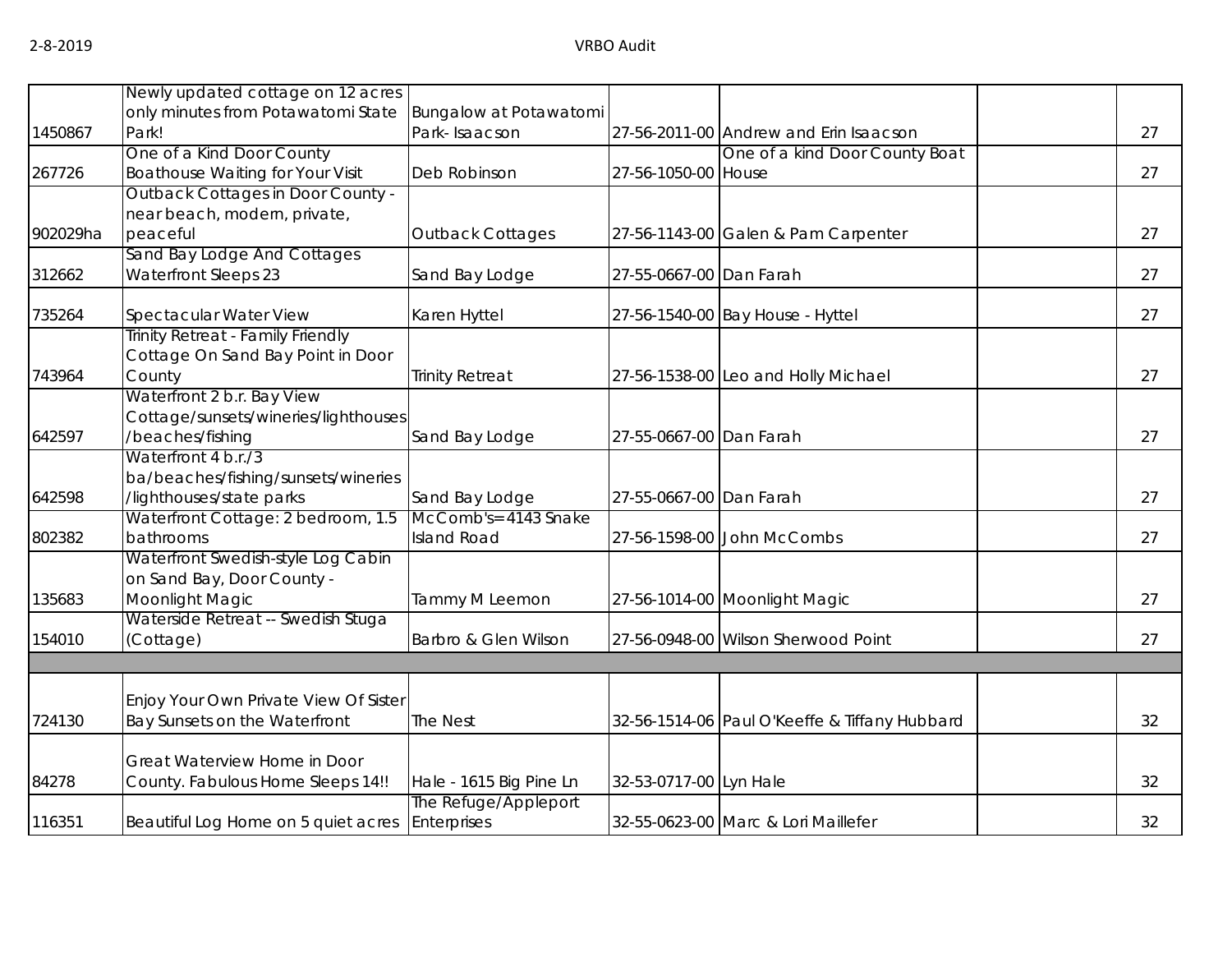| | | | | | | |
|---|---|---|---|---|---|---|
| 1450867 | Newly updated cottage on 12 acres only minutes from Potawatomi State Park! | Bungalow at Potawatomi Park- Isaacson | 27-56-2011-00 | Andrew and Erin Isaacson | | 27 |
| 267726 | One of a Kind Door County Boathouse Waiting for Your Visit | Deb Robinson | 27-56-1050-00 | One of a kind Door County Boat House | | 27 |
| 902029ha | Outback Cottages in Door County - near beach, modern, private, peaceful | Outback Cottages | 27-56-1143-00 | Galen & Pam Carpenter | | 27 |
| 312662 | Sand Bay Lodge And Cottages Waterfront Sleeps 23 | Sand Bay Lodge | 27-55-0667-00 | Dan Farah | | 27 |
| 735264 | Spectacular Water View | Karen Hyttel | 27-56-1540-00 | Bay House - Hyttel | | 27 |
| 743964 | Trinity Retreat - Family Friendly Cottage On Sand Bay Point in Door County | Trinity Retreat | 27-56-1538-00 | Leo and Holly Michael | | 27 |
| 642597 | Waterfront 2 b.r. Bay View Cottage/sunsets/wineries/lighthouses/beaches/fishing | Sand Bay Lodge | 27-55-0667-00 | Dan Farah | | 27 |
| 642598 | Waterfront 4 b.r./3 ba/beaches/fishing/sunsets/wineries/lighthouses/state parks | Sand Bay Lodge | 27-55-0667-00 | Dan Farah | | 27 |
| 802382 | Waterfront Cottage: 2 bedroom, 1.5 bathrooms | McComb's= 4143 Snake Island Road | 27-56-1598-00 | John McCombs | | 27 |
| 135683 | Waterfront Swedish-style Log Cabin on Sand Bay, Door County - Moonlight Magic | Tammy M Leemon | 27-56-1014-00 | Moonlight Magic | | 27 |
| 154010 | Waterside Retreat -- Swedish Stuga (Cottage) | Barbro & Glen Wilson | 27-56-0948-00 | Wilson Sherwood Point | | 27 |
| | | | | | | |
| 724130 | Enjoy Your Own Private View Of Sister Bay Sunsets on the Waterfront | The Nest | 32-56-1514-06 | Paul O'Keeffe & Tiffany Hubbard | | 32 |
| 84278 | Great Waterview Home in Door County. Fabulous Home Sleeps 14!! | Hale - 1615 Big Pine Ln | 32-53-0717-00 | Lyn Hale | | 32 |
| 116351 | Beautiful Log Home on 5 quiet acres | The Refuge/Appleport Enterprises | 32-55-0623-00 | Marc & Lori Maillefer | | 32 |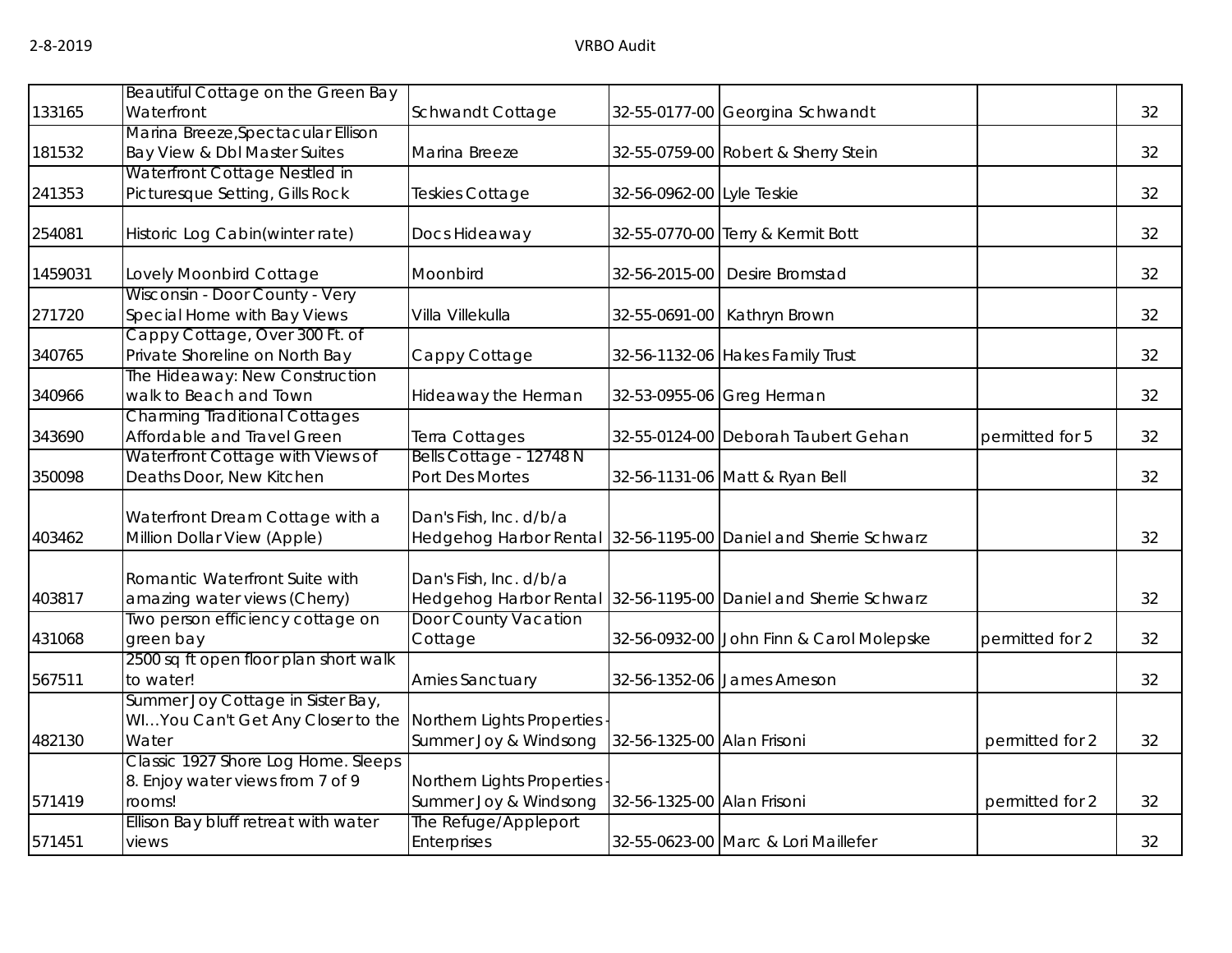| | | | | | | |
|---|---|---|---|---|---|---|
| 133165 | Beautiful Cottage on the Green Bay Waterfront | Schwandt Cottage | 32-55-0177-00 | Georgina Schwandt | | 32 |
| 181532 | Marina Breeze,Spectacular Ellison Bay View & Dbl Master Suites | Marina Breeze | 32-55-0759-00 | Robert & Sherry Stein | | 32 |
| 241353 | Waterfront Cottage Nestled in Picturesque Setting, Gills Rock | Teskies Cottage | 32-56-0962-00 | Lyle Teskie | | 32 |
| 254081 | Historic Log Cabin(winter rate) | Docs Hideaway | 32-55-0770-00 | Terry & Kermit Bott | | 32 |
| 1459031 | Lovely Moonbird Cottage | Moonbird | 32-56-2015-00 | Desire Bromstad | | 32 |
| 271720 | Wisconsin - Door County - Very Special Home with Bay Views | Villa Villekulla | 32-55-0691-00 | Kathryn Brown | | 32 |
| 340765 | Cappy Cottage, Over 300 Ft. of Private Shoreline on North Bay | Cappy Cottage | 32-56-1132-06 | Hakes Family Trust | | 32 |
| 340966 | The Hideaway: New Construction walk to Beach and Town | Hideaway the Herman | 32-53-0955-06 | Greg Herman | | 32 |
| 343690 | Charming Traditional Cottages Affordable and Travel Green | Terra Cottages | 32-55-0124-00 | Deborah Taubert Gehan | permitted for 5 | 32 |
| 350098 | Waterfront Cottage with Views of Deaths Door, New Kitchen | Bells Cottage - 12748 N Port Des Mortes | 32-56-1131-06 | Matt & Ryan Bell | | 32 |
| 403462 | Waterfront Dream Cottage with a Million Dollar View (Apple) | Dan's Fish, Inc. d/b/a Hedgehog Harbor Rental | 32-56-1195-00 | Daniel and Sherrie Schwarz | | 32 |
| 403817 | Romantic Waterfront Suite with amazing water views (Cherry) | Dan's Fish, Inc. d/b/a Hedgehog Harbor Rental | 32-56-1195-00 | Daniel and Sherrie Schwarz | | 32 |
| 431068 | Two person efficiency cottage on green bay | Door County Vacation Cottage | 32-56-0932-00 | John Finn & Carol Molepske | permitted for 2 | 32 |
| 567511 | 2500 sq ft open floor plan short walk to water! | Arnies Sanctuary | 32-56-1352-06 | James Arneson | | 32 |
| 482130 | Summer Joy Cottage in Sister Bay, WI...You Can't Get Any Closer to the Water | Northern Lights Properties - Summer Joy & Windsong | 32-56-1325-00 | Alan Frisoni | permitted for 2 | 32 |
| 571419 | Classic 1927 Shore Log Home. Sleeps 8. Enjoy water views from 7 of 9 rooms! | Northern Lights Properties - Summer Joy & Windsong | 32-56-1325-00 | Alan Frisoni | permitted for 2 | 32 |
| 571451 | Ellison Bay bluff retreat with water views | The Refuge/Appleport Enterprises | 32-55-0623-00 | Marc & Lori Maillefer | | 32 |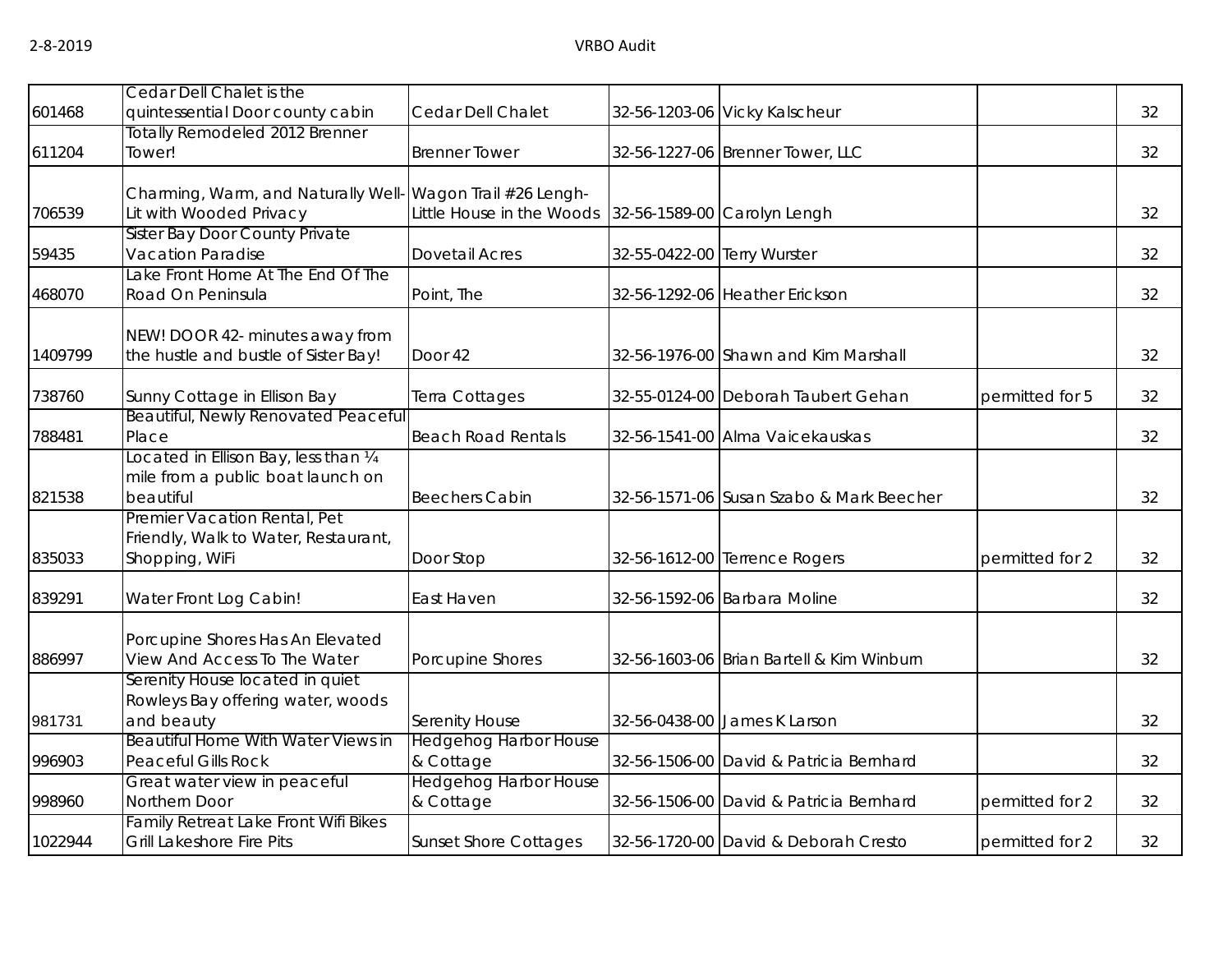| 601468 | Cedar Dell Chalet is the quintessential Door county cabin | Cedar Dell Chalet | 32-56-1203-06 | Vicky Kalscheur | | 32 |
|---|---|---|---|---|---|---|
| 611204 | Totally Remodeled 2012 Brenner Tower! | Brenner Tower | 32-56-1227-06 | Brenner Tower, LLC | | 32 |
| 706539 | Charming, Warm, and Naturally Well-Lit with Wooded Privacy | Wagon Trail #26 Lengh-Little House in the Woods | 32-56-1589-00 | Carolyn Lengh | | 32 |
| 59435 | Sister Bay Door County Private Vacation Paradise | Dovetail Acres | 32-55-0422-00 | Terry Wurster | | 32 |
| 468070 | Lake Front Home At The End Of The Road On Peninsula | Point, The | 32-56-1292-06 | Heather Erickson | | 32 |
| 1409799 | NEW! DOOR 42- minutes away from the hustle and bustle of Sister Bay! | Door 42 | 32-56-1976-00 | Shawn and Kim Marshall | | 32 |
| 738760 | Sunny Cottage in Ellison Bay | Terra Cottages | 32-55-0124-00 | Deborah Taubert Gehan | permitted for 5 | 32 |
| 788481 | Beautiful, Newly Renovated Peaceful Place | Beach Road Rentals | 32-56-1541-00 | Alma Vaicekauskas | | 32 |
| 821538 | Located in Ellison Bay, less than ¼ mile from a public boat launch on beautiful | Beechers Cabin | 32-56-1571-06 | Susan Szabo & Mark Beecher | | 32 |
| 835033 | Premier Vacation Rental, Pet Friendly, Walk to Water, Restaurant, Shopping, WiFi | Door Stop | 32-56-1612-00 | Terrence Rogers | permitted for 2 | 32 |
| 839291 | Water Front Log Cabin! | East Haven | 32-56-1592-06 | Barbara Moline | | 32 |
| 886997 | Porcupine Shores Has An Elevated View And Access To The Water | Porcupine Shores | 32-56-1603-06 | Brian Bartell & Kim Winburn | | 32 |
| 981731 | Serenity House located in quiet Rowleys Bay offering water, woods and beauty | Serenity House | 32-56-0438-00 | James K Larson | | 32 |
| 996903 | Beautiful Home With Water Views in Peaceful Gills Rock | Hedgehog Harbor House & Cottage | 32-56-1506-00 | David & Patricia Bernhard | | 32 |
| 998960 | Great water view in peaceful Northern Door | Hedgehog Harbor House & Cottage | 32-56-1506-00 | David & Patricia Bernhard | permitted for 2 | 32 |
| 1022944 | Family Retreat Lake Front Wifi Bikes Grill Lakeshore Fire Pits | Sunset Shore Cottages | 32-56-1720-00 | David & Deborah Cresto | permitted for 2 | 32 |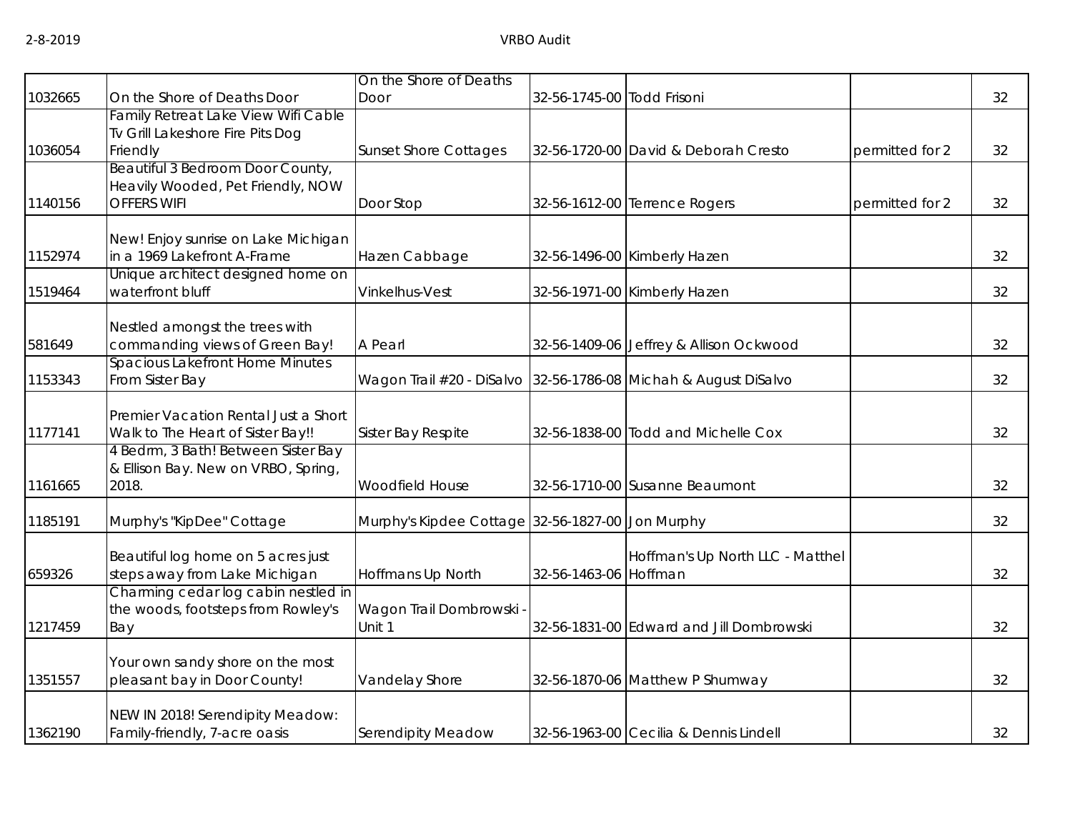| | | | | | | |
|---|---|---|---|---|---|---|
| 1032665 | On the Shore of Deaths Door | On the Shore of Deaths Door | 32-56-1745-00 | Todd Frisoni | | 32 |
| 1036054 | Family Retreat Lake View Wifi Cable Tv Grill Lakeshore Fire Pits Dog Friendly | Sunset Shore Cottages | 32-56-1720-00 | David & Deborah Cresto | permitted for 2 | 32 |
| 1140156 | Beautiful 3 Bedroom Door County, Heavily Wooded, Pet Friendly, NOW OFFERS WIFI | Door Stop | 32-56-1612-00 | Terrence Rogers | permitted for 2 | 32 |
| 1152974 | New! Enjoy sunrise on Lake Michigan in a 1969 Lakefront A-Frame | Hazen Cabbage | 32-56-1496-00 | Kimberly Hazen | | 32 |
| 1519464 | Unique architect designed home on waterfront bluff | Vinkelhus-Vest | 32-56-1971-00 | Kimberly Hazen | | 32 |
| 581649 | Nestled amongst the trees with commanding views of Green Bay! | A Pearl | 32-56-1409-06 | Jeffrey & Allison Ockwood | | 32 |
| 1153343 | Spacious Lakefront Home Minutes From Sister Bay | Wagon Trail #20 - DiSalvo | 32-56-1786-08 | Michah & August DiSalvo | | 32 |
| 1177141 | Premier Vacation Rental Just a Short Walk to The Heart of Sister Bay!! | Sister Bay Respite | 32-56-1838-00 | Todd and Michelle Cox | | 32 |
| 1161665 | 4 Bedrm, 3 Bath! Between Sister Bay & Ellison Bay. New on VRBO, Spring, 2018. | Woodfield House | 32-56-1710-00 | Susanne Beaumont | | 32 |
| 1185191 | Murphy's "KipDee" Cottage | Murphy's Kipdee Cottage | 32-56-1827-00 | Jon Murphy | | 32 |
| 659326 | Beautiful log home on 5 acres just steps away from Lake Michigan | Hoffmans Up North | 32-56-1463-06 | Hoffman's Up North LLC - Matthel Hoffman | | 32 |
| 1217459 | Charming cedar log cabin nestled in the woods, footsteps from Rowley's Bay | Wagon Trail Dombrowski - Unit 1 | 32-56-1831-00 | Edward and Jill Dombrowski | | 32 |
| 1351557 | Your own sandy shore on the most pleasant bay in Door County! | Vandelay Shore | 32-56-1870-06 | Matthew P Shumway | | 32 |
| 1362190 | NEW IN 2018! Serendipity Meadow: Family-friendly, 7-acre oasis | Serendipity Meadow | 32-56-1963-00 | Cecilia & Dennis Lindell | | 32 |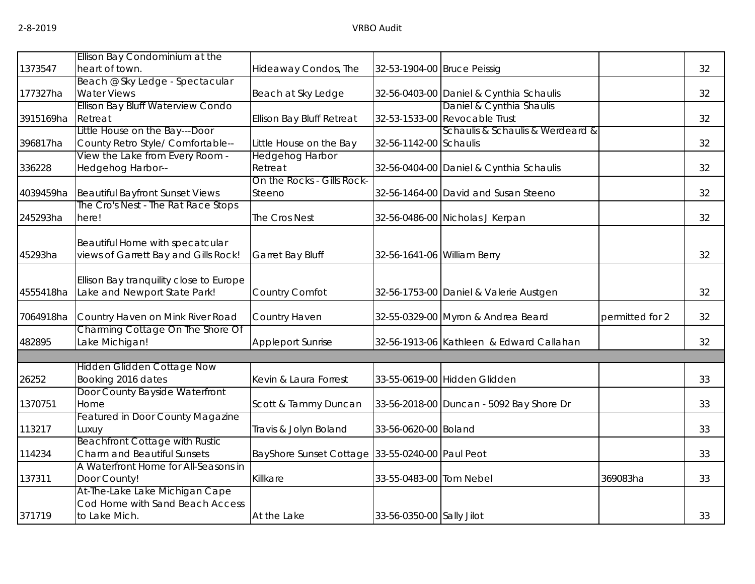| | | | | | | |
|---|---|---|---|---|---|---|
| 1373547 | Ellison Bay Condominium at the heart of town. | Hideaway Condos, The | 32-53-1904-00 | Bruce Peissig | | 32 |
| 177327ha | Beach @ Sky Ledge - Spectacular Water Views | Beach at Sky Ledge | 32-56-0403-00 | Daniel & Cynthia Schaulis | | 32 |
| 3915169ha | Ellison Bay Bluff Waterview Condo Retreat | Ellison Bay Bluff Retreat | 32-53-1533-00 | Daniel & Cynthia Shaulis Revocable Trust | | 32 |
| 396817ha | Little House on the Bay---Door County Retro Style/ Comfortable-- | Little House on the Bay | 32-56-1142-00 | Schaulis & Schaulis & Werdeard & Schaulis | | 32 |
| 336228 | View the Lake from Every Room - Hedgehog Harbor-- | Hedgehog Harbor Retreat | 32-56-0404-00 | Daniel & Cynthia Schaulis | | 32 |
| 4039459ha | Beautiful Bayfront Sunset Views | On the Rocks - Gills Rock-Steeno | 32-56-1464-00 | David and Susan Steeno | | 32 |
| 245293ha | The Cro's Nest - The Rat Race Stops here! | The Cros Nest | 32-56-0486-00 | Nicholas J Kerpan | | 32 |
| 45293ha | Beautiful Home with specatcular views of Garrett Bay and Gills Rock! | Garret Bay Bluff | 32-56-1641-06 | William Berry | | 32 |
| 4555418ha | Ellison Bay tranquility close to Europe Lake and Newport State Park! | Country Comfot | 32-56-1753-00 | Daniel & Valerie Austgen | | 32 |
| 7064918ha | Country Haven on Mink River Road | Country Haven | 32-55-0329-00 | Myron & Andrea Beard | permitted for 2 | 32 |
| 482895 | Charming Cottage On The Shore Of Lake Michigan! | Appleport Sunrise | 32-56-1913-06 | Kathleen & Edward Callahan | | 32 |
| | | | | | | |
| 26252 | Hidden Glidden Cottage Now Booking 2016 dates | Kevin & Laura Forrest | 33-55-0619-00 | Hidden Glidden | | 33 |
| 1370751 | Door County Bayside Waterfront Home | Scott & Tammy Duncan | 33-56-2018-00 | Duncan - 5092 Bay Shore Dr | | 33 |
| 113217 | Featured in Door County Magazine Luxuy | Travis & Jolyn Boland | 33-56-0620-00 | Boland | | 33 |
| 114234 | Beachfront Cottage with Rustic Charm and Beautiful Sunsets | BayShore Sunset Cottage | 33-55-0240-00 | Paul Peot | | 33 |
| 137311 | A Waterfront Home for All-Seasons in Door County! | Killkare | 33-55-0483-00 | Tom Nebel | 369083ha | 33 |
| 371719 | At-The-Lake Lake Michigan Cape Cod Home with Sand Beach Access to Lake Mich. | At the Lake | 33-56-0350-00 | Sally Jilot | | 33 |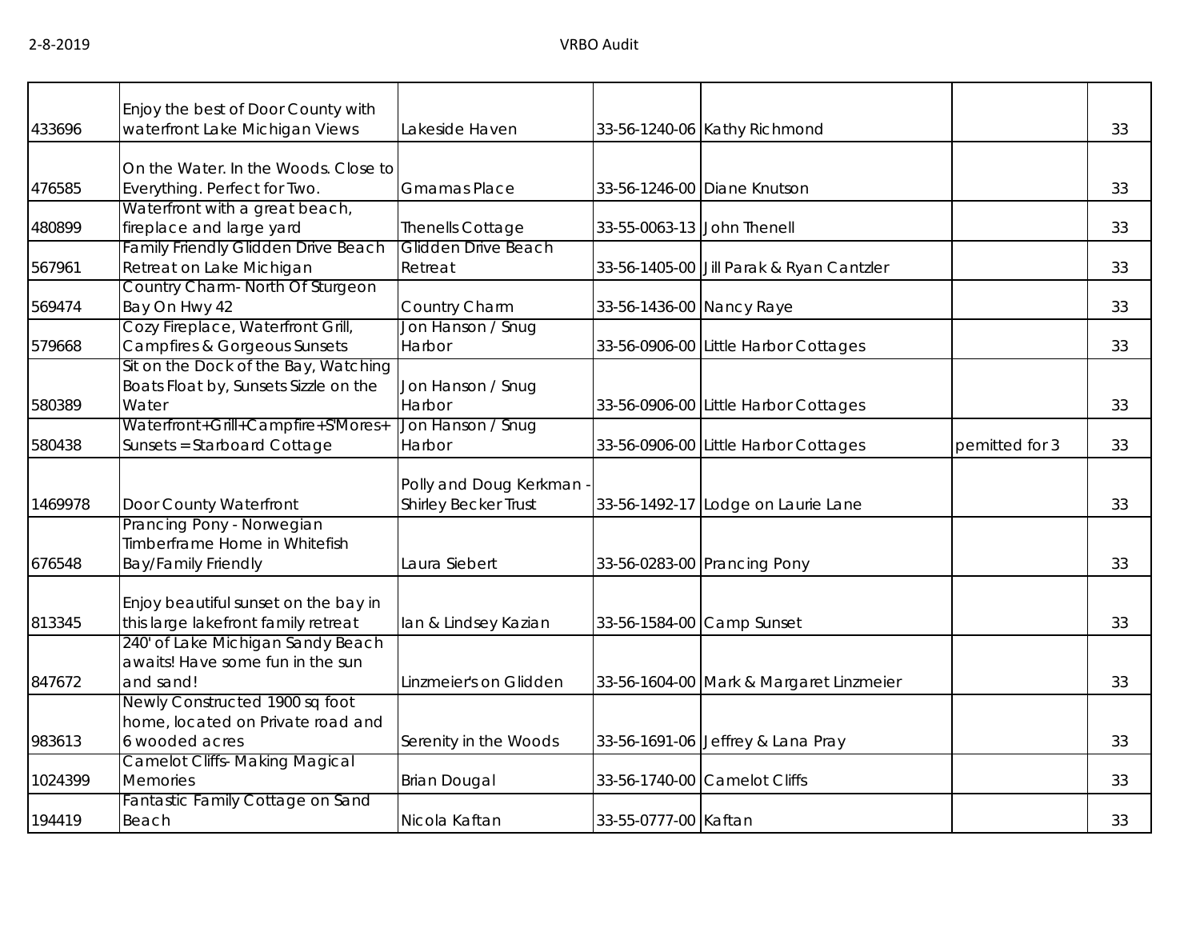| | | | | | | |
|---|---|---|---|---|---|---|
| 433696 | Enjoy the best of Door County with waterfront Lake Michigan Views | Lakeside Haven | 33-56-1240-06 | Kathy Richmond | | 33 |
| 476585 | On the Water. In the Woods. Close to Everything. Perfect for Two. | Gmamas Place | 33-56-1246-00 | Diane Knutson | | 33 |
| 480899 | Waterfront with a great beach, fireplace and large yard | Thenells Cottage | 33-55-0063-13 | John Thenell | | 33 |
| 567961 | Family Friendly Glidden Drive Beach Retreat on Lake Michigan | Glidden Drive Beach Retreat | 33-56-1405-00 | Jill Parak & Ryan Cantzler | | 33 |
| 569474 | Country Charm- North Of Sturgeon Bay On Hwy 42 | Country Charm | 33-56-1436-00 | Nancy Raye | | 33 |
| 579668 | Cozy Fireplace, Waterfront Grill, Campfires & Gorgeous Sunsets | Jon Hanson / Snug Harbor | 33-56-0906-00 | Little Harbor Cottages | | 33 |
| 580389 | Sit on the Dock of the Bay, Watching Boats Float by, Sunsets Sizzle on the Water | Jon Hanson / Snug Harbor | 33-56-0906-00 | Little Harbor Cottages | | 33 |
| 580438 | Waterfront+Grill+Campfire+S'Mores+ Sunsets = Starboard Cottage | Jon Hanson / Snug Harbor | 33-56-0906-00 | Little Harbor Cottages | pemitted for 3 | 33 |
| 1469978 | Door County Waterfront | Polly and Doug Kerkman - Shirley Becker Trust | 33-56-1492-17 | Lodge on Laurie Lane | | 33 |
| 676548 | Prancing Pony - Norwegian Timberframe Home in Whitefish Bay/Family Friendly | Laura Siebert | 33-56-0283-00 | Prancing Pony | | 33 |
| 813345 | Enjoy beautiful sunset on the bay in this large lakefront family retreat | Ian & Lindsey Kazian | 33-56-1584-00 | Camp Sunset | | 33 |
| 847672 | 240' of Lake Michigan Sandy Beach awaits! Have some fun in the sun and sand! | Linzmeier's on Glidden | 33-56-1604-00 | Mark & Margaret Linzmeier | | 33 |
| 983613 | Newly Constructed 1900 sq foot home, located on Private road and 6 wooded acres | Serenity in the Woods | 33-56-1691-06 | Jeffrey & Lana Pray | | 33 |
| 1024399 | Camelot Cliffs- Making Magical Memories | Brian Dougal | 33-56-1740-00 | Camelot Cliffs | | 33 |
| 194419 | Fantastic Family Cottage on Sand Beach | Nicola Kaftan | 33-55-0777-00 | Kaftan | | 33 |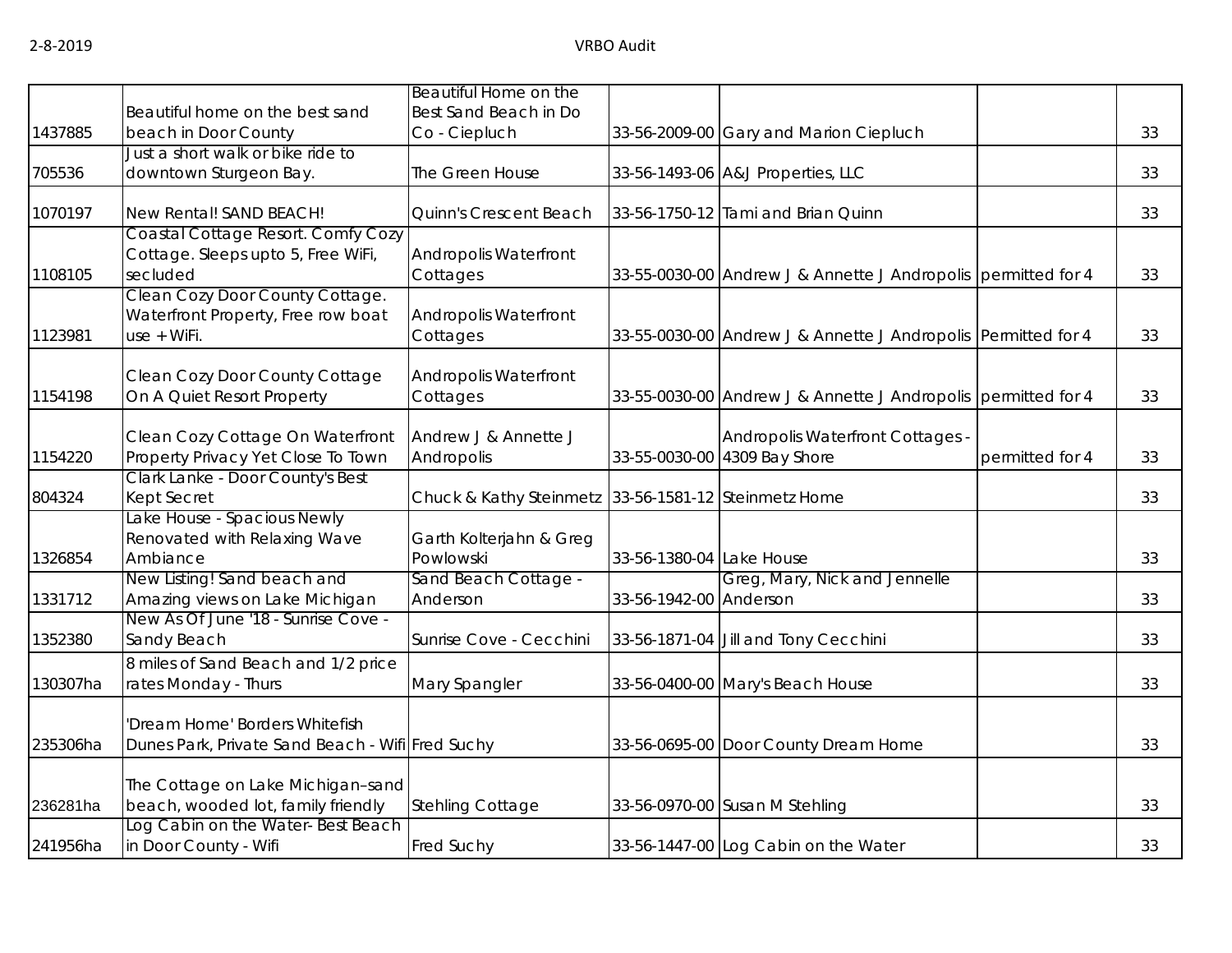| | | | | | | |
|---|---|---|---|---|---|---|
| 1437885 | Beautiful home on the best sand beach in Door County | Beautiful Home on the Best Sand Beach in Do Co - Ciepluch | 33-56-2009-00 | Gary and Marion Ciepluch | | 33 |
| 705536 | Just a short walk or bike ride to downtown Sturgeon Bay. | The Green House | 33-56-1493-06 | A&J Properties, LLC | | 33 |
| 1070197 | New Rental! SAND BEACH! | Quinn's Crescent Beach | 33-56-1750-12 | Tami and Brian Quinn | | 33 |
| 1108105 | Coastal Cottage Resort. Comfy Cozy Cottage. Sleeps upto 5, Free WiFi, secluded | Andropolis Waterfront Cottages | 33-55-0030-00 | Andrew J & Annette J Andropolis | permitted for 4 | 33 |
| 1123981 | Clean Cozy Door County Cottage. Waterfront Property, Free row boat use + WiFi. | Andropolis Waterfront Cottages | 33-55-0030-00 | Andrew J & Annette J Andropolis | Permitted for 4 | 33 |
| 1154198 | Clean Cozy Door County Cottage On A Quiet Resort Property | Andropolis Waterfront Cottages | 33-55-0030-00 | Andrew J & Annette J Andropolis | permitted for 4 | 33 |
| 1154220 | Clean Cozy Cottage On Waterfront Property Privacy Yet Close To Town | Andrew J & Annette J Andropolis | 33-55-0030-00 | Andropolis Waterfront Cottages - 4309 Bay Shore | permitted for 4 | 33 |
| 804324 | Clark Lanke - Door County's Best Kept Secret | Chuck & Kathy Steinmetz | 33-56-1581-12 | Steinmetz Home | | 33 |
| 1326854 | Lake House - Spacious Newly Renovated with Relaxing Wave Ambiance | Garth Kolterjahn & Greg Powlowski | 33-56-1380-04 | Lake House | | 33 |
| 1331712 | New Listing! Sand beach and Amazing views on Lake Michigan | Sand Beach Cottage - Anderson | 33-56-1942-00 | Greg, Mary, Nick and Jennelle Anderson | | 33 |
| 1352380 | New As Of June '18 - Sunrise Cove - Sandy Beach | Sunrise Cove - Cecchini | 33-56-1871-04 | Jill and Tony Cecchini | | 33 |
| 130307ha | 8 miles of Sand Beach and 1/2 price rates Monday - Thurs | Mary Spangler | 33-56-0400-00 | Mary's Beach House | | 33 |
| 235306ha | 'Dream Home' Borders Whitefish Dunes Park, Private Sand Beach - Wifi | Fred Suchy | 33-56-0695-00 | Door County Dream Home | | 33 |
| 236281ha | The Cottage on Lake Michigan–sand beach, wooded lot, family friendly | Stehling Cottage | 33-56-0970-00 | Susan M Stehling | | 33 |
| 241956ha | Log Cabin on the Water- Best Beach in Door County - Wifi | Fred Suchy | 33-56-1447-00 | Log Cabin on the Water | | 33 |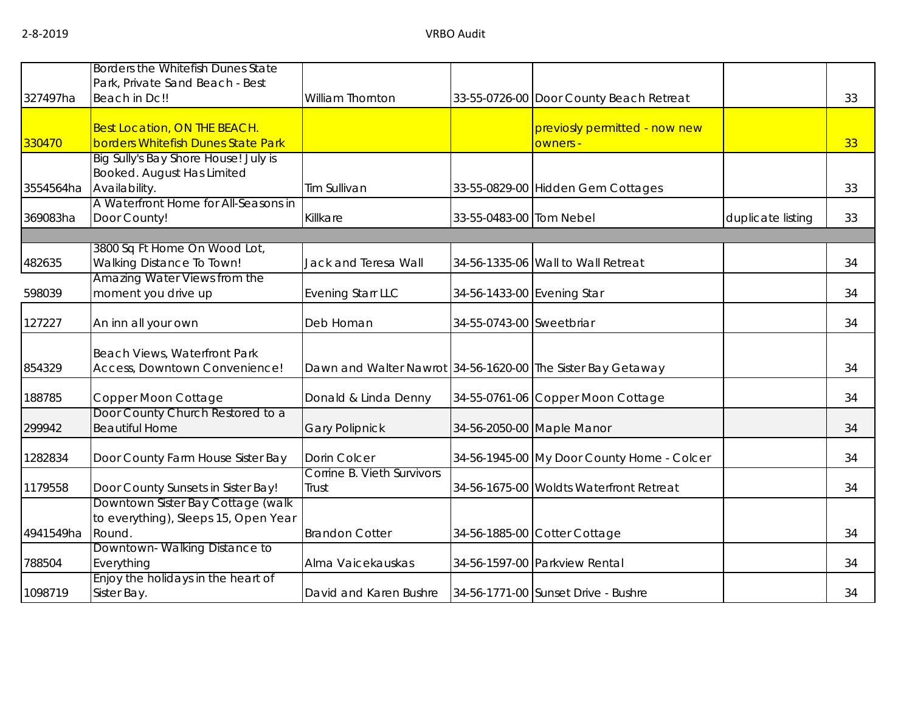| | | | | | | |
|---|---|---|---|---|---|---|
| 327497ha | Borders the Whitefish Dunes State Park, Private Sand Beach - Best Beach in Dc!! | William Thornton | 33-55-0726-00 | Door County Beach Retreat | | 33 |
| 330470 | Best Location, ON THE BEACH. borders Whitefish Dunes State Park | | | previosly permitted - now new owners - | | 33 |
| 3554564ha | Big Sully's Bay Shore House! July is Booked. August Has Limited Availability. | Tim Sullivan | 33-55-0829-00 | Hidden Gem Cottages | | 33 |
| 369083ha | A Waterfront Home for All-Seasons in Door County! | Killkare | 33-55-0483-00 | Tom Nebel | duplicate listing | 33 |
| | | | | | | |
| 482635 | 3800 Sq Ft Home On Wood Lot, Walking Distance To Town! | Jack and Teresa Wall | 34-56-1335-06 | Wall to Wall Retreat | | 34 |
| 598039 | Amazing Water Views from the moment you drive up | Evening Starr LLC | 34-56-1433-00 | Evening Star | | 34 |
| 127227 | An inn all your own | Deb Homan | 34-55-0743-00 | Sweetbriar | | 34 |
| 854329 | Beach Views, Waterfront Park Access, Downtown Convenience! | Dawn and Walter Nawrot | 34-56-1620-00 | The Sister Bay Getaway | | 34 |
| 188785 | Copper Moon Cottage | Donald & Linda Denny | 34-55-0761-06 | Copper Moon Cottage | | 34 |
| 299942 | Door County Church Restored to a Beautiful Home | Gary Polipnick | 34-56-2050-00 | Maple Manor | | 34 |
| 1282834 | Door County Farm House Sister Bay | Dorin Colcer | 34-56-1945-00 | My Door County Home - Colcer | | 34 |
| 1179558 | Door County Sunsets in Sister Bay! | Corrine B. Vieth Survivors Trust | 34-56-1675-00 | Woldts Waterfront Retreat | | 34 |
| 4941549ha | Downtown Sister Bay Cottage (walk to everything), Sleeps 15, Open Year Round. | Brandon Cotter | 34-56-1885-00 | Cotter Cottage | | 34 |
| 788504 | Downtown- Walking Distance to Everything | Alma Vaicekauskas | 34-56-1597-00 | Parkview Rental | | 34 |
| 1098719 | Enjoy the holidays in the heart of Sister Bay. | David and Karen Bushre | 34-56-1771-00 | Sunset Drive - Bushre | | 34 |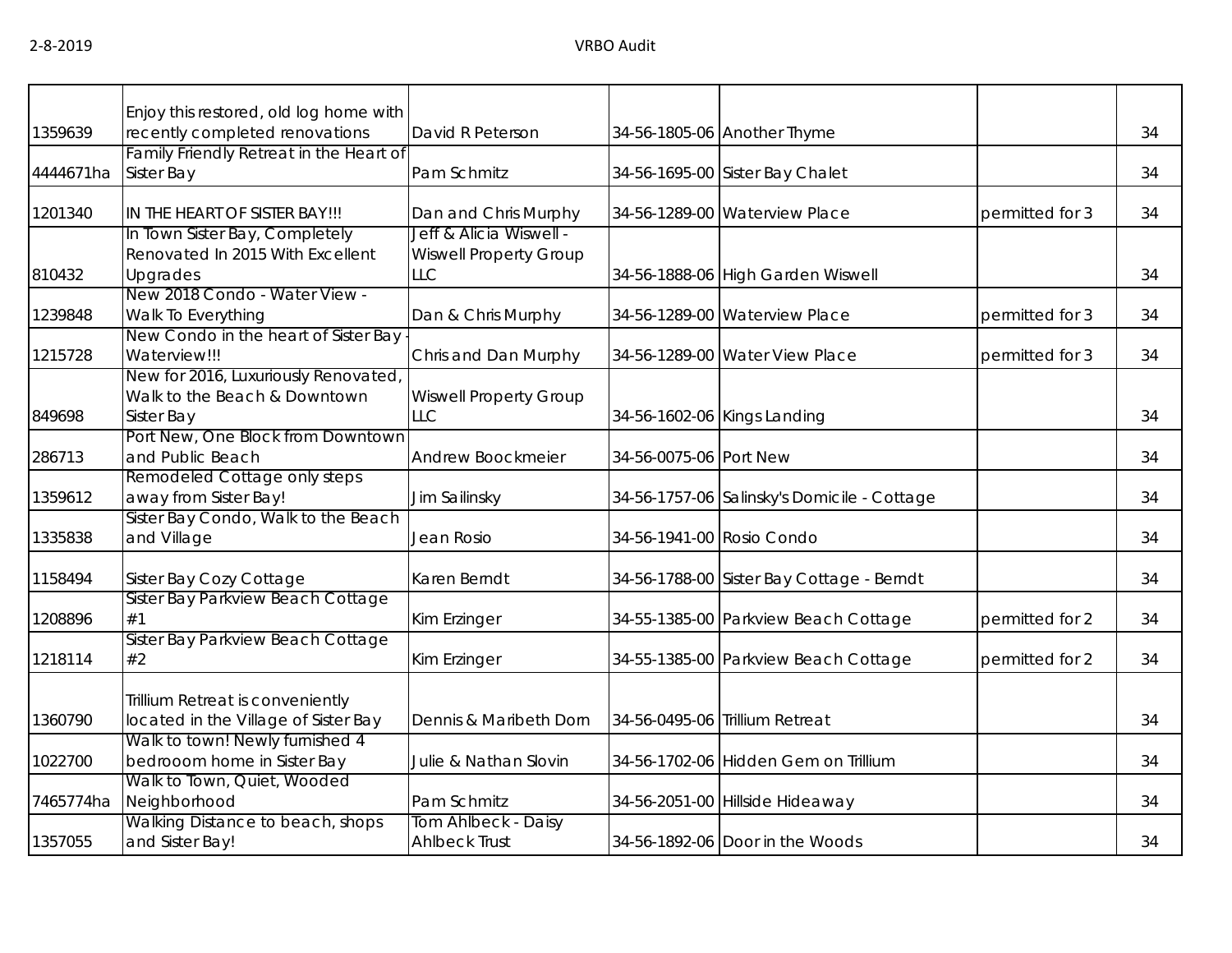| | | | | | | |
|---|---|---|---|---|---|---|
| 1359639 | Enjoy this restored, old log home with recently completed renovations | David R Peterson | 34-56-1805-06 | Another Thyme | | 34 |
| 4444671ha | Family Friendly Retreat in the Heart of Sister Bay | Pam Schmitz | 34-56-1695-00 | Sister Bay Chalet | | 34 |
| 1201340 | IN THE HEART OF SISTER BAY!!! | Dan and Chris Murphy | 34-56-1289-00 | Waterview Place | permitted for 3 | 34 |
| 810432 | In Town Sister Bay, Completely Renovated In 2015 With Excellent Upgrades | Jeff & Alicia Wiswell - Wiswell Property Group LLC | 34-56-1888-06 | High Garden Wiswell | | 34 |
| 1239848 | New 2018 Condo - Water View - Walk To Everything | Dan & Chris Murphy | 34-56-1289-00 | Waterview Place | permitted for 3 | 34 |
| 1215728 | New Condo in the heart of Sister Bay - Waterview!!! | Chris and Dan Murphy | 34-56-1289-00 | Water View Place | permitted for 3 | 34 |
| 849698 | New for 2016, Luxuriously Renovated, Walk to the Beach & Downtown Sister Bay | Wiswell Property Group LLC | 34-56-1602-06 | Kings Landing | | 34 |
| 286713 | Port New, One Block from Downtown and Public Beach | Andrew Boockmeier | 34-56-0075-06 | Port New | | 34 |
| 1359612 | Remodeled Cottage only steps away from Sister Bay! | Jim Sailinsky | 34-56-1757-06 | Salinsky's Domicile - Cottage | | 34 |
| 1335838 | Sister Bay Condo, Walk to the Beach and Village | Jean Rosio | 34-56-1941-00 | Rosio Condo | | 34 |
| 1158494 | Sister Bay Cozy Cottage | Karen Berndt | 34-56-1788-00 | Sister Bay Cottage - Berndt | | 34 |
| 1208896 | Sister Bay Parkview Beach Cottage #1 | Kim Erzinger | 34-55-1385-00 | Parkview Beach Cottage | permitted for 2 | 34 |
| 1218114 | Sister Bay Parkview Beach Cottage #2 | Kim Erzinger | 34-55-1385-00 | Parkview Beach Cottage | permitted for 2 | 34 |
| 1360790 | Trillium Retreat is conveniently located in the Village of Sister Bay | Dennis & Maribeth Dorn | 34-56-0495-06 | Trillium Retreat | | 34 |
| 1022700 | Walk to town! Newly furnished 4 bedrooom home in Sister Bay | Julie & Nathan Slovin | 34-56-1702-06 | Hidden Gem on Trillium | | 34 |
| 7465774ha | Walk to Town, Quiet, Wooded Neighborhood | Pam Schmitz | 34-56-2051-00 | Hillside Hideaway | | 34 |
| 1357055 | Walking Distance to beach, shops and Sister Bay! | Tom Ahlbeck - Daisy Ahlbeck Trust | 34-56-1892-06 | Door in the Woods | | 34 |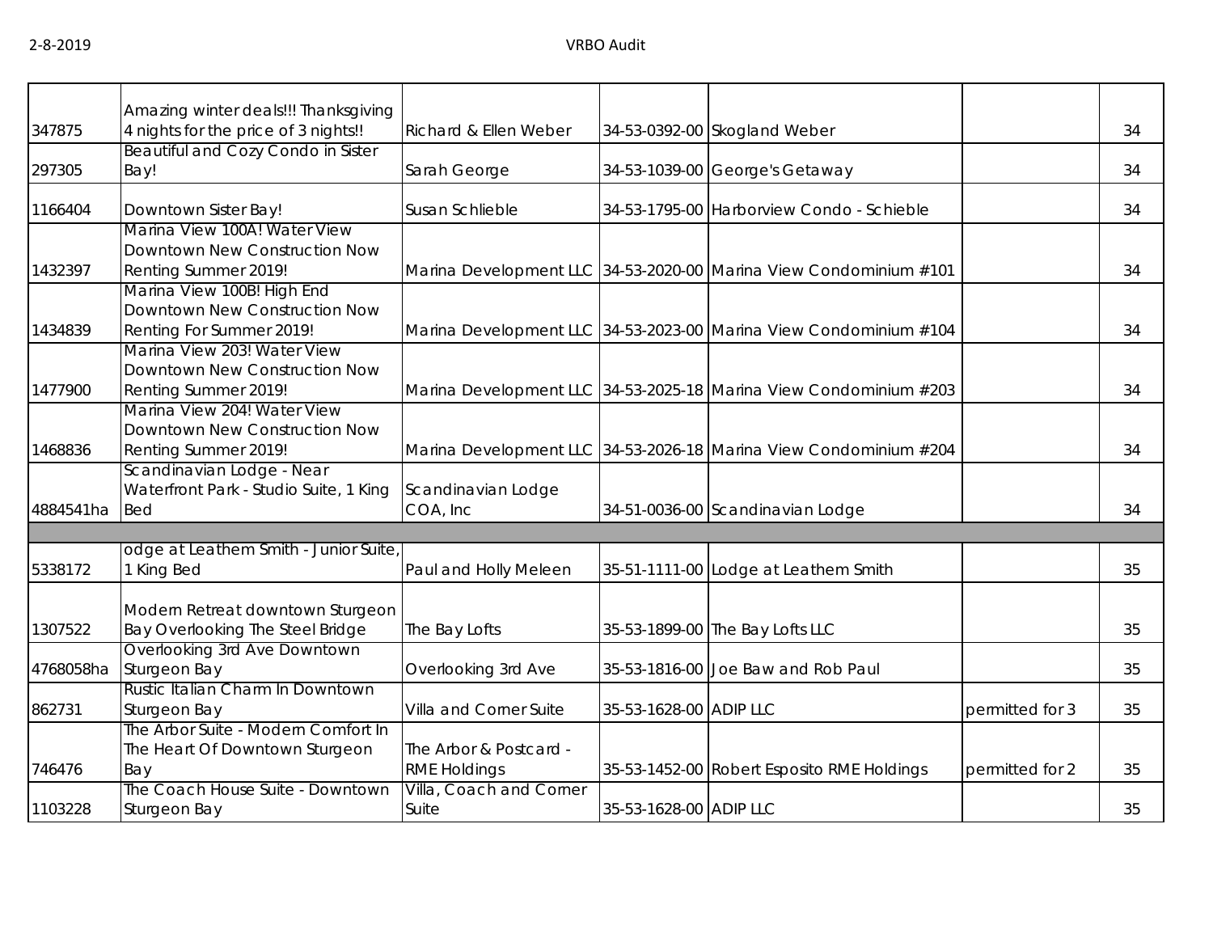| | | | | | | |
|---|---|---|---|---|---|---|
| 347875 | Amazing winter deals!!! Thanksgiving 4 nights for the price of 3 nights!! | Richard & Ellen Weber | 34-53-0392-00 | Skogland Weber | | 34 |
| 297305 | Beautiful and Cozy Condo in Sister Bay! | Sarah George | 34-53-1039-00 | George's Getaway | | 34 |
| 1166404 | Downtown Sister Bay! | Susan Schlieble | 34-53-1795-00 | Harborview Condo - Schieble | | 34 |
| 1432397 | Marina View 100A! Water View Downtown New Construction Now Renting Summer 2019! | Marina Development LLC | 34-53-2020-00 | Marina View Condominium #101 | | 34 |
| 1434839 | Marina View 100B! High End Downtown New Construction Now Renting For Summer 2019! | Marina Development LLC | 34-53-2023-00 | Marina View Condominium #104 | | 34 |
| 1477900 | Marina View 203! Water View Downtown New Construction Now Renting Summer 2019! | Marina Development LLC | 34-53-2025-18 | Marina View Condominium #203 | | 34 |
| 1468836 | Marina View 204! Water View Downtown New Construction Now Renting Summer 2019! | Marina Development LLC | 34-53-2026-18 | Marina View Condominium #204 | | 34 |
| 4884541ha | Scandinavian Lodge - Near Waterfront Park - Studio Suite, 1 King Bed | Scandinavian Lodge COA, Inc | 34-51-0036-00 | Scandinavian Lodge | | 34 |
| | | | | | | |
| 5338172 | odge at Leathem Smith - Junior Suite, 1 King Bed | Paul and Holly Meleen | 35-51-1111-00 | Lodge at Leathem Smith | | 35 |
| 1307522 | Modern Retreat downtown Sturgeon Bay Overlooking The Steel Bridge | The Bay Lofts | 35-53-1899-00 | The Bay Lofts LLC | | 35 |
| 4768058ha | Overlooking 3rd Ave Downtown Sturgeon Bay | Overlooking 3rd Ave | 35-53-1816-00 | Joe Baw and Rob Paul | | 35 |
| 862731 | Rustic Italian Charm In Downtown Sturgeon Bay | Villa and Corner Suite | 35-53-1628-00 | ADIP LLC | permitted for 3 | 35 |
| 746476 | The Arbor Suite - Modern Comfort In The Heart Of Downtown Sturgeon Bay | The Arbor & Postcard - RME Holdings | 35-53-1452-00 | Robert Esposito RME Holdings | permitted for 2 | 35 |
| 1103228 | The Coach House Suite - Downtown Sturgeon Bay | Villa, Coach and Corner Suite | 35-53-1628-00 | ADIP LLC | | 35 |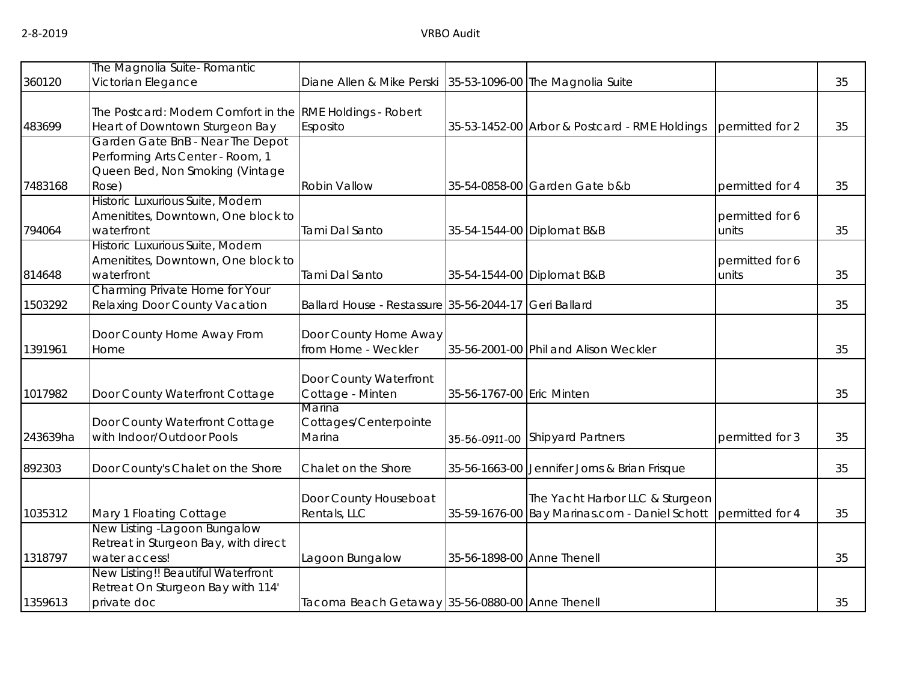| | | | | | | |
|---|---|---|---|---|---|---|
| 360120 | The Magnolia Suite- Romantic Victorian Elegance | Diane Allen & Mike Perski | 35-53-1096-00 | The Magnolia Suite | | 35 |
| 483699 | The Postcard: Modern Comfort in the Heart of Downtown Sturgeon Bay | RME Holdings - Robert Esposito | 35-53-1452-00 | Arbor & Postcard - RME Holdings | permitted for 2 | 35 |
| 7483168 | Garden Gate BnB - Near The Depot Performing Arts Center - Room, 1 Queen Bed, Non Smoking (Vintage Rose) | Robin Vallow | 35-54-0858-00 | Garden Gate b&b | permitted for 4 | 35 |
| 794064 | Historic Luxurious Suite, Modern Amenitites, Downtown, One block to waterfront | Tami Dal Santo | 35-54-1544-00 | Diplomat B&B | permitted for 6 units | 35 |
| 814648 | Historic Luxurious Suite, Modern Amenitites, Downtown, One block to waterfront | Tami Dal Santo | 35-54-1544-00 | Diplomat B&B | permitted for 6 units | 35 |
| 1503292 | Charming Private Home for Your Relaxing Door County Vacation | Ballard House - Restassure | 35-56-2044-17 | Geri Ballard | | 35 |
| 1391961 | Door County Home Away From Home | Door County Home Away from Home - Weckler | 35-56-2001-00 | Phil and Alison Weckler | | 35 |
| 1017982 | Door County Waterfront Cottage | Door County Waterfront Cottage - Minten | 35-56-1767-00 | Eric Minten | | 35 |
| 243639ha | Door County Waterfront Cottage with Indoor/Outdoor Pools | Marina Cottages/Centerpointe Marina | 35-56-0911-00 | Shipyard Partners | permitted for 3 | 35 |
| 892303 | Door County's Chalet on the Shore | Chalet on the Shore | 35-56-1663-00 | Jennifer Jorns & Brian Frisque | | 35 |
| 1035312 | Mary 1 Floating Cottage | Door County Houseboat Rentals, LLC | 35-59-1676-00 | The Yacht Harbor LLC & Sturgeon Bay Marinas.com - Daniel Schott | permitted for 4 | 35 |
| 1318797 | New Listing -Lagoon Bungalow Retreat in Sturgeon Bay, with direct water access! | Lagoon Bungalow | 35-56-1898-00 | Anne Thenell | | 35 |
| 1359613 | New Listing!! Beautiful Waterfront Retreat On Sturgeon Bay with 114' private doc | Tacoma Beach Getaway | 35-56-0880-00 | Anne Thenell | | 35 |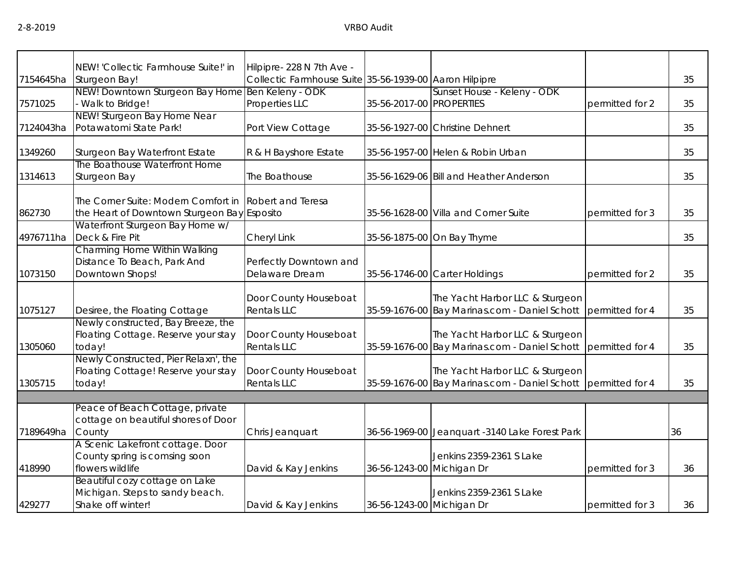| | | | | | | |
|---|---|---|---|---|---|---|
| 7154645ha | NEW! 'Collectic Farmhouse Suite!' in Sturgeon Bay! | Hilpipre- 228 N 7th Ave - Collectic Farmhouse Suite | 35-56-1939-00 | Aaron Hilpipre | | 35 |
| 7571025 | NEW! Downtown Sturgeon Bay Home - Walk to Bridge! | Ben Keleny - ODK Properties LLC | 35-56-2017-00 | Sunset House - Keleny - ODK PROPERTIES | permitted for 2 | 35 |
| 7124043ha | NEW! Sturgeon Bay Home Near Potawatomi State Park! | Port View Cottage | 35-56-1927-00 | Christine Dehnert | | 35 |
| 1349260 | Sturgeon Bay Waterfront Estate | R & H Bayshore Estate | 35-56-1957-00 | Helen & Robin Urban | | 35 |
| 1314613 | The Boathouse Waterfront Home Sturgeon Bay | The Boathouse | 35-56-1629-06 | Bill and Heather Anderson | | 35 |
| 862730 | The Corner Suite: Modern Comfort in the Heart of Downtown Sturgeon Bay | Robert and Teresa Esposito | 35-56-1628-00 | Villa and Corner Suite | permitted for 3 | 35 |
| 4976711ha | Waterfront Sturgeon Bay Home w/ Deck & Fire Pit | Cheryl Link | 35-56-1875-00 | On Bay Thyme | | 35 |
| 1073150 | Charming Home Within Walking Distance To Beach, Park And Downtown Shops! | Perfectly Downtown and Delaware Dream | 35-56-1746-00 | Carter Holdings | permitted for 2 | 35 |
| 1075127 | Desiree, the Floating Cottage | Door County Houseboat Rentals LLC | 35-59-1676-00 | The Yacht Harbor LLC & Sturgeon Bay Marinas.com - Daniel Schott | permitted for 4 | 35 |
| 1305060 | Newly constructed, Bay Breeze, the Floating Cottage. Reserve your stay today! | Door County Houseboat Rentals LLC | 35-59-1676-00 | The Yacht Harbor LLC & Sturgeon Bay Marinas.com - Daniel Schott | permitted for 4 | 35 |
| 1305715 | Newly Constructed, Pier Relaxn', the Floating Cottage! Reserve your stay today! | Door County Houseboat Rentals LLC | 35-59-1676-00 | The Yacht Harbor LLC & Sturgeon Bay Marinas.com - Daniel Schott | permitted for 4 | 35 |
| | | | | | | |
| 7189649ha | Peace of Beach Cottage, private cottage on beautiful shores of Door County | Chris Jeanquart | 36-56-1969-00 | Jeanquart -3140 Lake Forest Park | | 36 |
| 418990 | A Scenic Lakefront cottage. Door County spring is comsing soon flowers wildlife | David & Kay Jenkins | 36-56-1243-00 | Jenkins 2359-2361 S Lake Michigan Dr | permitted for 3 | 36 |
| 429277 | Beautiful cozy cottage on Lake Michigan. Steps to sandy beach. Shake off winter! | David & Kay Jenkins | 36-56-1243-00 | Jenkins 2359-2361 S Lake Michigan Dr | permitted for 3 | 36 |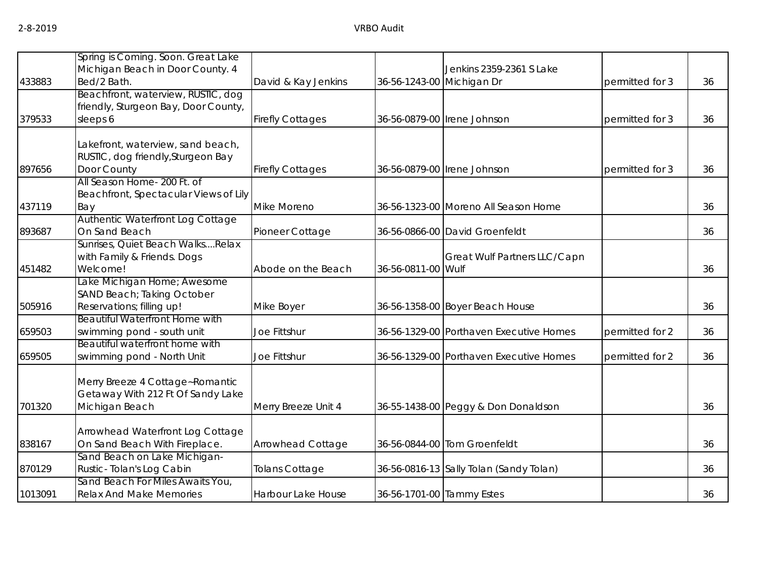| | | | | | | |
|---|---|---|---|---|---|---|
| 433883 | Spring is Coming. Soon. Great Lake Michigan Beach in Door County. 4 Bed/2 Bath. | David & Kay Jenkins | 36-56-1243-00 | Jenkins 2359-2361 S Lake Michigan Dr | permitted for 3 | 36 |
| 379533 | Beachfront, waterview, RUSTIC, dog friendly, Sturgeon Bay, Door County, sleeps 6 | Firefly Cottages | 36-56-0879-00 | Irene Johnson | permitted for 3 | 36 |
| 897656 | Lakefront, waterview, sand beach, RUSTIC, dog friendly,Sturgeon Bay Door County | Firefly Cottages | 36-56-0879-00 | Irene Johnson | permitted for 3 | 36 |
| 437119 | All Season Home- 200 Ft. of Beachfront, Spectacular Views of Lily Bay | Mike Moreno | 36-56-1323-00 | Moreno All Season Home | | 36 |
| 893687 | Authentic Waterfront Log Cottage On Sand Beach | Pioneer Cottage | 36-56-0866-00 | David Groenfeldt | | 36 |
| 451482 | Sunrises, Quiet Beach Walks....Relax with Family & Friends. Dogs Welcome! | Abode on the Beach | 36-56-0811-00 | Great Wulf Partners LLC/Capn Wulf | | 36 |
| 505916 | Lake Michigan Home; Awesome SAND Beach; Taking October Reservations; filling up! | Mike Boyer | 36-56-1358-00 | Boyer Beach House | | 36 |
| 659503 | Beautiful Waterfront Home with swimming pond - south unit | Joe Fittshur | 36-56-1329-00 | Porthaven Executive Homes | permitted for 2 | 36 |
| 659505 | Beautiful waterfront home with swimming pond - North Unit | Joe Fittshur | 36-56-1329-00 | Porthaven Executive Homes | permitted for 2 | 36 |
| 701320 | Merry Breeze 4 Cottage~Romantic Getaway With 212 Ft Of Sandy Lake Michigan Beach | Merry Breeze Unit 4 | 36-55-1438-00 | Peggy & Don Donaldson | | 36 |
| 838167 | Arrowhead Waterfront Log Cottage On Sand Beach With Fireplace. | Arrowhead Cottage | 36-56-0844-00 | Tom Groenfeldt | | 36 |
| 870129 | Sand Beach on Lake Michigan- Rustic- Tolan's Log Cabin | Tolans Cottage | 36-56-0816-13 | Sally Tolan (Sandy Tolan) | | 36 |
| 1013091 | Sand Beach For Miles Awaits You, Relax And Make Memories | Harbour Lake House | 36-56-1701-00 | Tammy Estes | | 36 |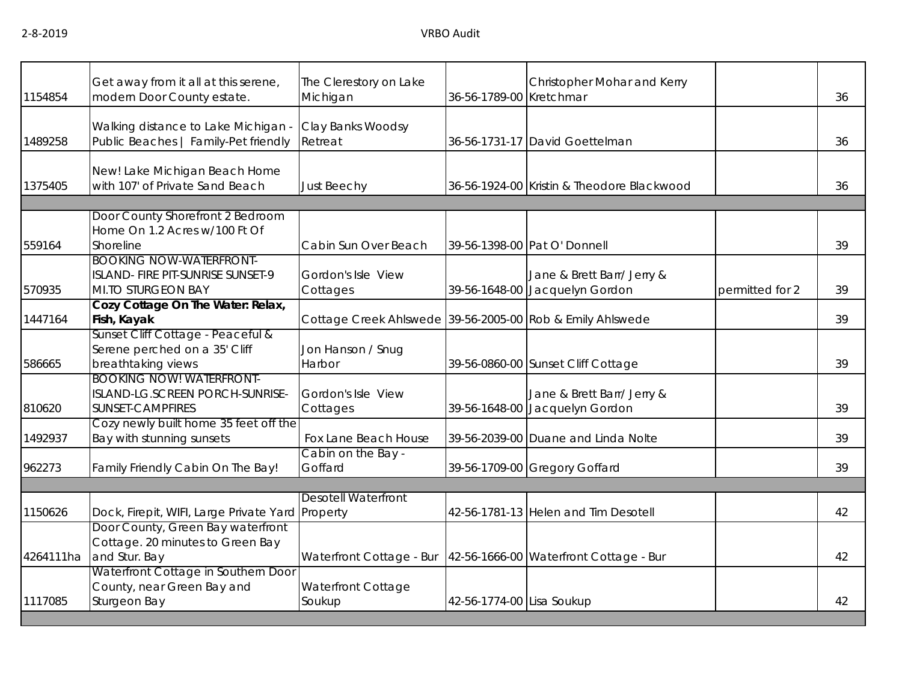| | | | | | | |
|---|---|---|---|---|---|---|
| 1154854 | Get away from it all at this serene, modern Door County estate. | The Clerestory on Lake Michigan | 36-56-1789-00 | Christopher Mohar and Kerry Kretchmar | | 36 |
| 1489258 | Walking distance to Lake Michigan - Public Beaches \| Family-Pet friendly | Clay Banks Woodsy Retreat | 36-56-1731-17 | David Goettelman | | 36 |
| 1375405 | New! Lake Michigan Beach Home with 107' of Private Sand Beach | Just Beechy | 36-56-1924-00 | Kristin & Theodore Blackwood | | 36 |
| | | | | | | |
| 559164 | Door County Shorefront 2 Bedroom Home On 1.2 Acres w/100 Ft Of Shoreline | Cabin Sun Over Beach | 39-56-1398-00 | Pat O' Donnell | | 39 |
| 570935 | BOOKING NOW-WATERFRONT-ISLAND- FIRE PIT-SUNRISE SUNSET-9 MI.TO STURGEON BAY | Gordon's Isle View Cottages | 39-56-1648-00 | Jane & Brett Barr/ Jerry & Jacquelyn Gordon | permitted for 2 | 39 |
| 1447164 | **Cozy Cottage On The Water: Relax, Fish, Kayak** | Cottage Creek Ahlswede | 39-56-2005-00 | Rob & Emily Ahlswede | | 39 |
| 586665 | Sunset Cliff Cottage - Peaceful & Serene perched on a 35' Cliff breathtaking views | Jon Hanson / Snug Harbor | 39-56-0860-00 | Sunset Cliff Cottage | | 39 |
| 810620 | BOOKING NOW! WATERFRONT-ISLAND-LG.SCREEN PORCH-SUNRISE-SUNSET-CAMPFIRES | Gordon's Isle View Cottages | 39-56-1648-00 | Jane & Brett Barr/ Jerry & Jacquelyn Gordon | | 39 |
| 1492937 | Cozy newly built home 35 feet off the Bay with stunning sunsets | Fox Lane Beach House | 39-56-2039-00 | Duane and Linda Nolte | | 39 |
| 962273 | Family Friendly Cabin On The Bay! | Cabin on the Bay - Goffard | 39-56-1709-00 | Gregory Goffard | | 39 |
| | | | | | | |
| 1150626 | Dock, Firepit, WIFI, Large Private Yard | Desotell Waterfront Property | 42-56-1781-13 | Helen and Tim Desotell | | 42 |
| 4264111ha | Door County, Green Bay waterfront Cottage. 20 minutes to Green Bay and Stur. Bay | Waterfront Cottage - Bur | 42-56-1666-00 | Waterfront Cottage - Bur | | 42 |
| 1117085 | Waterfront Cottage in Southern Door County, near Green Bay and Sturgeon Bay | Waterfront Cottage Soukup | 42-56-1774-00 | Lisa Soukup | | 42 |
| | | | | | | |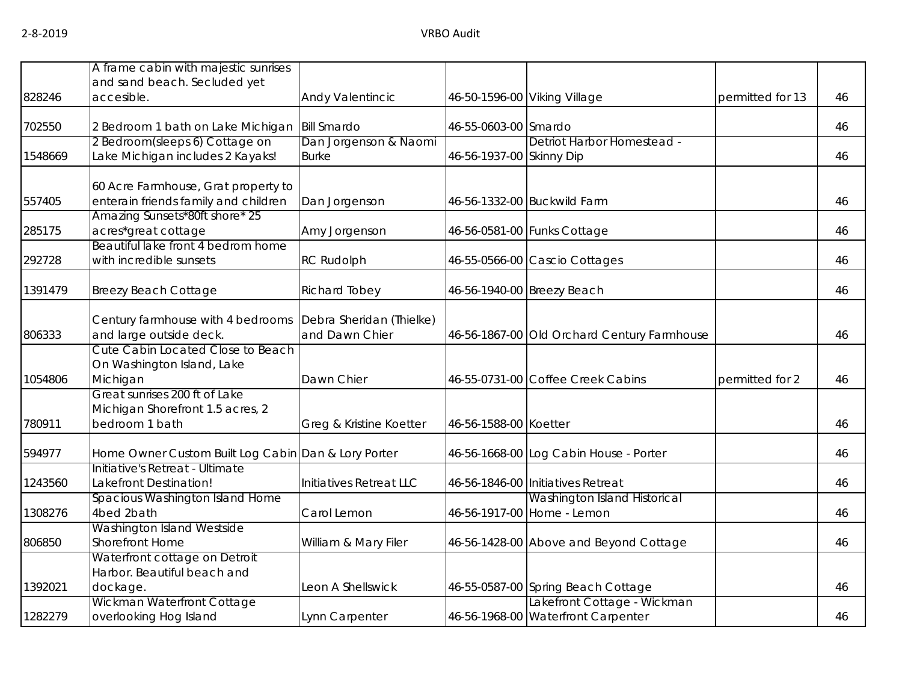| | | | | | | |
|---|---|---|---|---|---|---|
| 828246 | A frame cabin with majestic sunrises and sand beach. Secluded yet accesible. | Andy Valentincic | 46-50-1596-00 | Viking Village | permitted for 13 | 46 |
| 702550 | 2 Bedroom 1 bath on Lake Michigan | Bill Smardo | 46-55-0603-00 | Smardo | | 46 |
| 1548669 | 2 Bedroom(sleeps 6) Cottage on Lake Michigan includes 2 Kayaks! | Dan Jorgenson & Naomi Burke | 46-56-1937-00 | Detriot Harbor Homestead - Skinny Dip | | 46 |
| 557405 | 60 Acre Farmhouse, Grat property to enterain friends family and children | Dan Jorgenson | 46-56-1332-00 | Buckwild Farm | | 46 |
| 285175 | Amazing Sunsets*80ft shore* 25 acres*great cottage | Amy Jorgenson | 46-56-0581-00 | Funks Cottage | | 46 |
| 292728 | Beautiful lake front 4 bedrom home with incredible sunsets | RC Rudolph | 46-55-0566-00 | Cascio Cottages | | 46 |
| 1391479 | Breezy Beach Cottage | Richard Tobey | 46-56-1940-00 | Breezy Beach | | 46 |
| 806333 | Century farmhouse with 4 bedrooms and large outside deck. | Debra Sheridan (Thielke) and Dawn Chier | 46-56-1867-00 | Old Orchard Century Farmhouse | | 46 |
| 1054806 | Cute Cabin Located Close to Beach On Washington Island, Lake Michigan | Dawn Chier | 46-55-0731-00 | Coffee Creek Cabins | permitted for 2 | 46 |
| 780911 | Great sunrises 200 ft of Lake Michigan Shorefront 1.5 acres, 2 bedroom 1 bath | Greg & Kristine Koetter | 46-56-1588-00 | Koetter | | 46 |
| 594977 | Home Owner Custom Built Log Cabin | Dan & Lory Porter | 46-56-1668-00 | Log Cabin House - Porter | | 46 |
| 1243560 | Initiative's Retreat - Ultimate Lakefront Destination! | Initiatives Retreat LLC | 46-56-1846-00 | Initiatives Retreat | | 46 |
| 1308276 | Spacious Washington Island Home 4bed 2bath | Carol Lemon | 46-56-1917-00 | Washington Island Historical Home - Lemon | | 46 |
| 806850 | Washington Island Westside Shorefront Home | William & Mary Filer | 46-56-1428-00 | Above and Beyond Cottage | | 46 |
| 1392021 | Waterfront cottage on Detroit Harbor. Beautiful beach and dockage. | Leon A Shellswick | 46-55-0587-00 | Spring Beach Cottage | | 46 |
| 1282279 | Wickman Waterfront Cottage overlooking Hog Island | Lynn Carpenter | 46-56-1968-00 | Lakefront Cottage - Wickman Waterfront Carpenter | | 46 |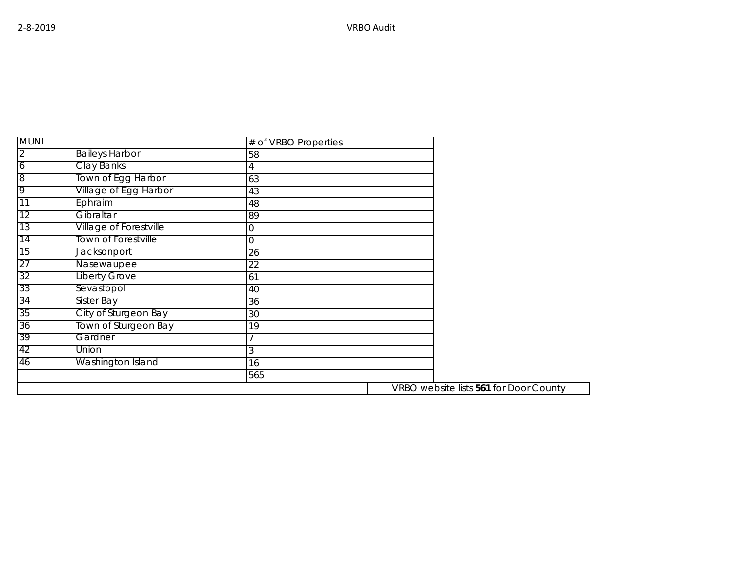2-8-2019

# VRBO Audit

| MUNI | | # of VRBO Properties |
|---|---|---|
| 2 | Baileys Harbor | 58 |
| 6 | Clay Banks | 4 |
| 8 | Town of Egg Harbor | 63 |
| 9 | Village of Egg Harbor | 43 |
| 11 | Ephraim | 48 |
| 12 | Gibraltar | 89 |
| 13 | Village of Forestville | 0 |
| 14 | Town of Forestville | 0 |
| 15 | Jacksonport | 26 |
| 27 | Nasewaupee | 22 |
| 32 | Liberty Grove | 61 |
| 33 | Sevastopol | 40 |
| 34 | Sister Bay | 36 |
| 35 | City of Sturgeon Bay | 30 |
| 36 | Town of Sturgeon Bay | 19 |
| 39 | Gardner | 7 |
| 42 | Union | 3 |
| 46 | Washington Island | 16 |
| | | 565 |

VRBO website lists **561** for Door County